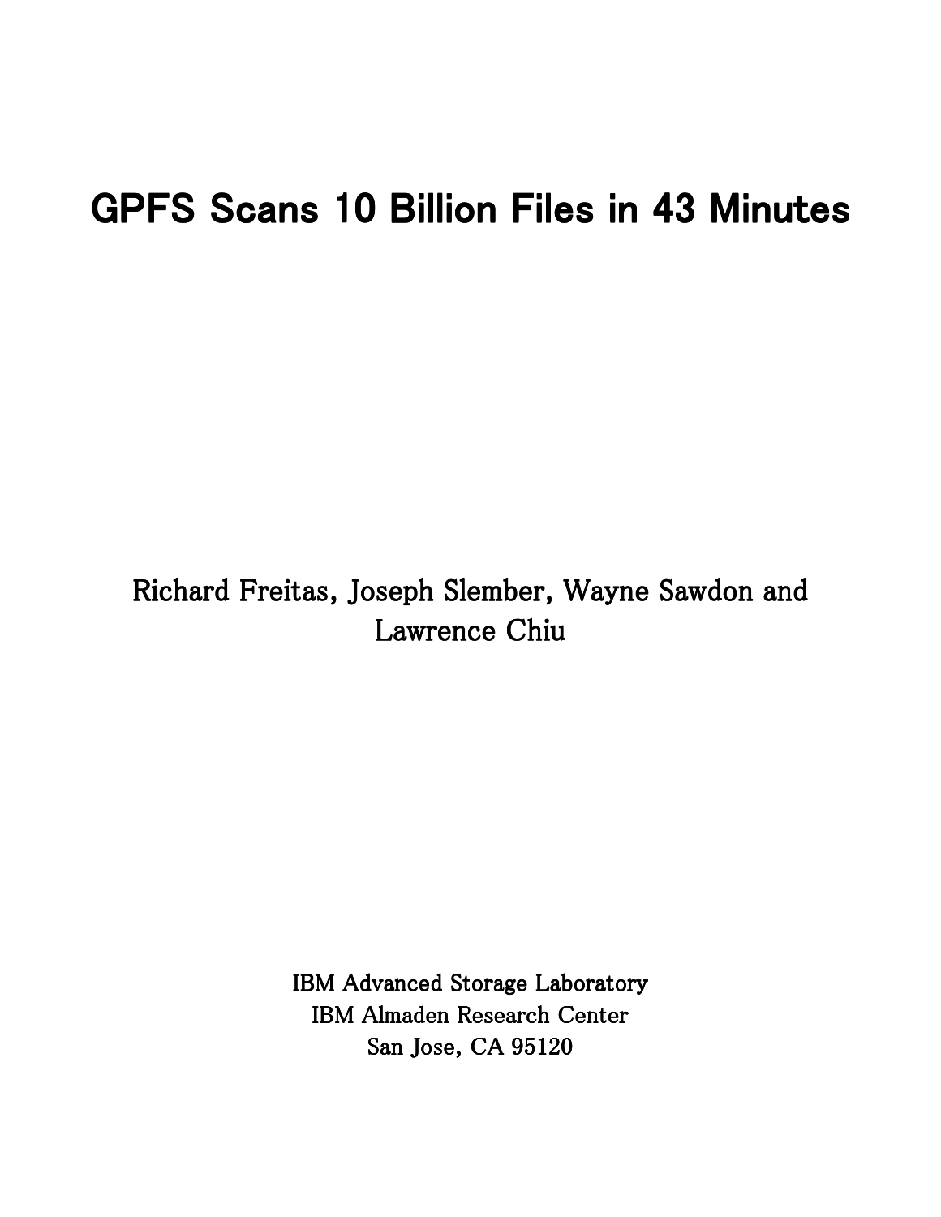# GPFS Scans 10 Billion Files in 43 Minutes

Richard Freitas, Joseph Slember, Wayne Sawdon and Lawrence Chiu

IBM Advanced Storage Laboratory
IBM Almaden Research Center
San Jose, CA 95120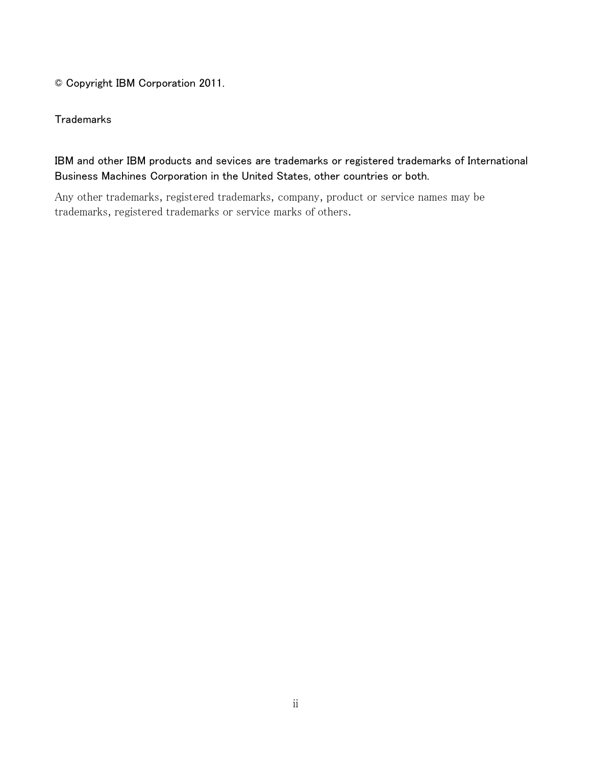© Copyright IBM Corporation 2011.

Trademarks

IBM and other IBM products and sevices are trademarks or registered trademarks of International Business Machines Corporation in the United States, other countries or both.

Any other trademarks, registered trademarks, company, product or service names may be trademarks, registered trademarks or service marks of others.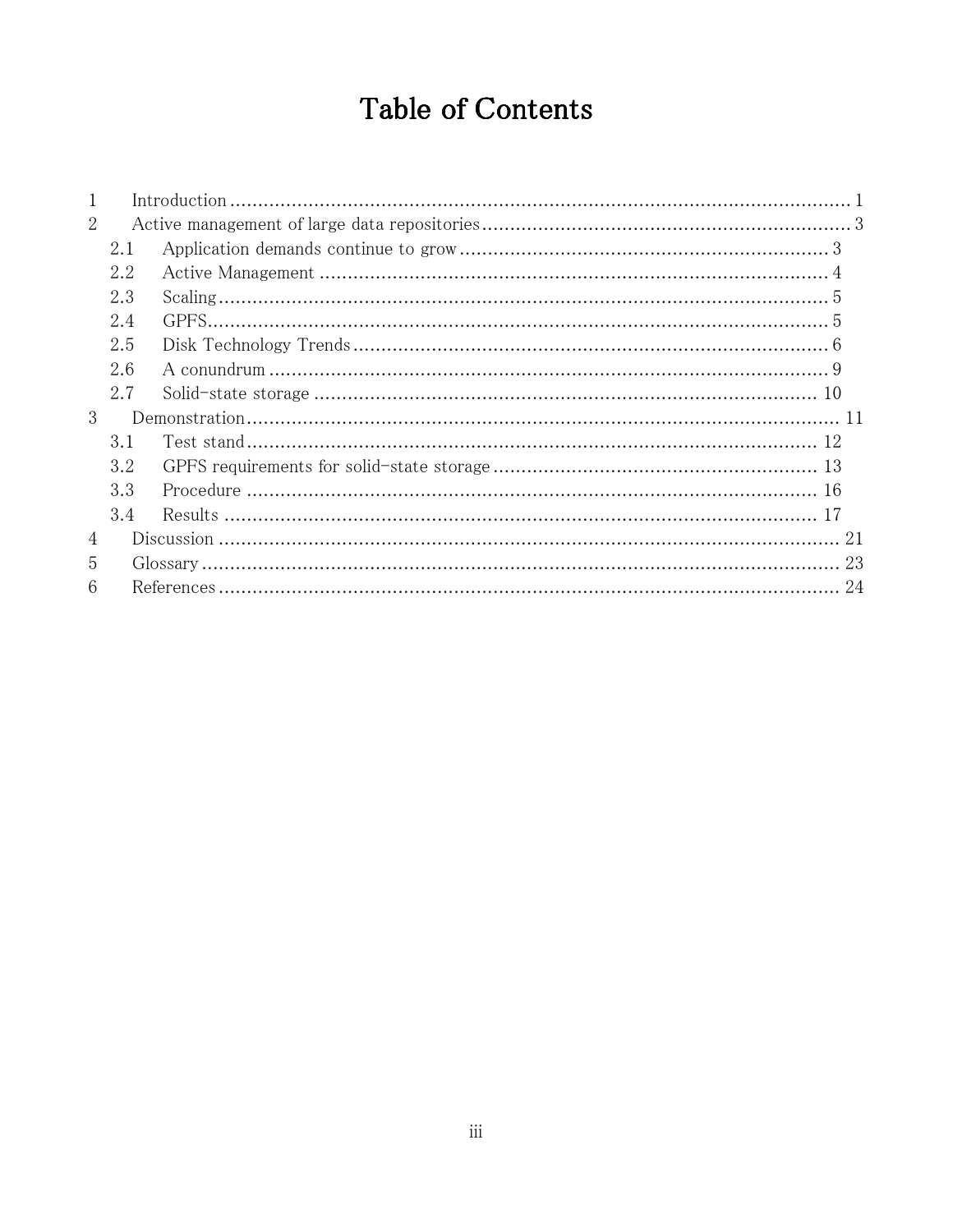# Table of Contents

1 Introduction ... 1
2 Active management of large data repositories ... 3
  2.1 Application demands continue to grow ... 3
  2.2 Active Management ... 4
  2.3 Scaling ... 5
  2.4 GPFS ... 5
  2.5 Disk Technology Trends ... 6
  2.6 A conundrum ... 9
  2.7 Solid-state storage ... 10
3 Demonstration ... 11
  3.1 Test stand ... 12
  3.2 GPFS requirements for solid-state storage ... 13
  3.3 Procedure ... 16
  3.4 Results ... 17
4 Discussion ... 21
5 Glossary ... 23
6 References ... 24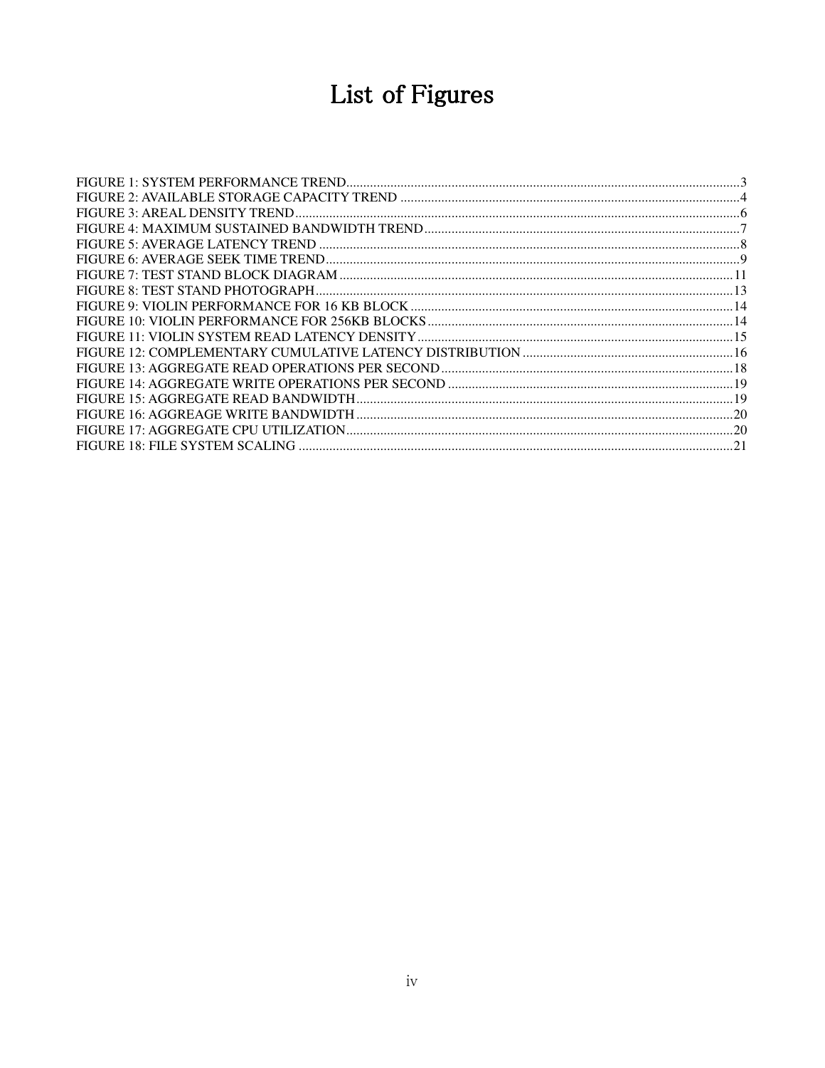# List of Figures

FIGURE 1: SYSTEM PERFORMANCE TREND....................................................3
FIGURE 2: AVAILABLE STORAGE CAPACITY TREND ....................................................4
FIGURE 3: AREAL DENSITY TREND....................................................6
FIGURE 4: MAXIMUM SUSTAINED BANDWIDTH TREND....................................................7
FIGURE 5: AVERAGE LATENCY TREND ....................................................8
FIGURE 6: AVERAGE SEEK TIME TREND....................................................9
FIGURE 7: TEST STAND BLOCK DIAGRAM ....................................................11
FIGURE 8: TEST STAND PHOTOGRAPH....................................................13
FIGURE 9: VIOLIN PERFORMANCE FOR 16 KB BLOCK ....................................................14
FIGURE 10: VIOLIN PERFORMANCE FOR 256KB BLOCKS....................................................14
FIGURE 11: VIOLIN SYSTEM READ LATENCY DENSITY....................................................15
FIGURE 12: COMPLEMENTARY CUMULATIVE LATENCY DISTRIBUTION ....................................................16
FIGURE 13: AGGREGATE READ OPERATIONS PER SECOND....................................................18
FIGURE 14: AGGREGATE WRITE OPERATIONS PER SECOND ....................................................19
FIGURE 15: AGGREGATE READ BANDWIDTH....................................................19
FIGURE 16: AGGREAGE WRITE BANDWIDTH ....................................................20
FIGURE 17: AGGREGATE CPU UTILIZATION....................................................20
FIGURE 18: FILE SYSTEM SCALING ....................................................21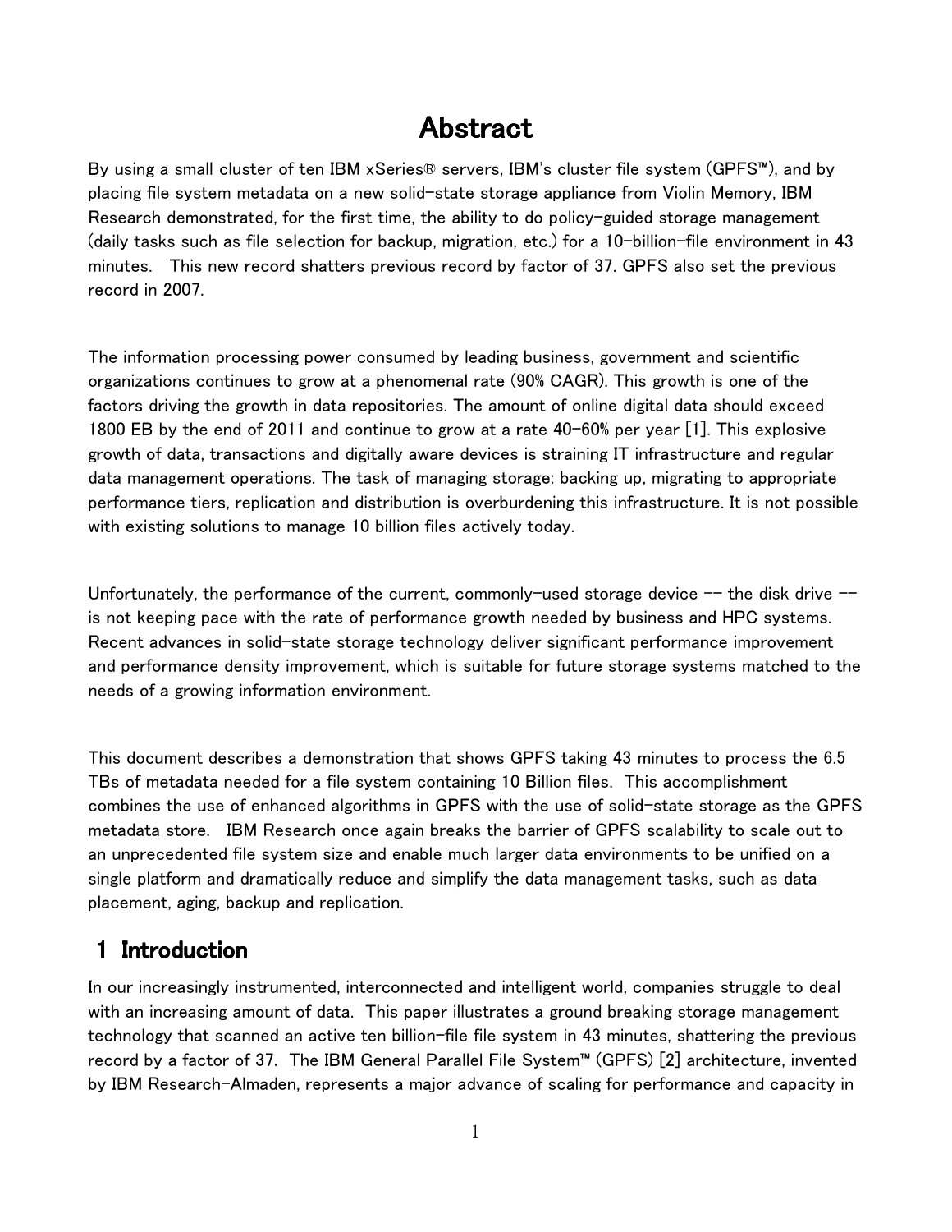# Abstract

By using a small cluster of ten IBM xSeries® servers, IBM's cluster file system (GPFS™), and by placing file system metadata on a new solid-state storage appliance from Violin Memory, IBM Research demonstrated, for the first time, the ability to do policy-guided storage management (daily tasks such as file selection for backup, migration, etc.) for a 10-billion-file environment in 43 minutes. This new record shatters previous record by factor of 37. GPFS also set the previous record in 2007.

The information processing power consumed by leading business, government and scientific organizations continues to grow at a phenomenal rate (90% CAGR). This growth is one of the factors driving the growth in data repositories. The amount of online digital data should exceed 1800 EB by the end of 2011 and continue to grow at a rate 40-60% per year [1]. This explosive growth of data, transactions and digitally aware devices is straining IT infrastructure and regular data management operations. The task of managing storage: backing up, migrating to appropriate performance tiers, replication and distribution is overburdening this infrastructure. It is not possible with existing solutions to manage 10 billion files actively today.

Unfortunately, the performance of the current, commonly-used storage device -- the disk drive -- is not keeping pace with the rate of performance growth needed by business and HPC systems. Recent advances in solid-state storage technology deliver significant performance improvement and performance density improvement, which is suitable for future storage systems matched to the needs of a growing information environment.

This document describes a demonstration that shows GPFS taking 43 minutes to process the 6.5 TBs of metadata needed for a file system containing 10 Billion files. This accomplishment combines the use of enhanced algorithms in GPFS with the use of solid-state storage as the GPFS metadata store. IBM Research once again breaks the barrier of GPFS scalability to scale out to an unprecedented file system size and enable much larger data environments to be unified on a single platform and dramatically reduce and simplify the data management tasks, such as data placement, aging, backup and replication.

## 1 Introduction

In our increasingly instrumented, interconnected and intelligent world, companies struggle to deal with an increasing amount of data. This paper illustrates a ground breaking storage management technology that scanned an active ten billion-file file system in 43 minutes, shattering the previous record by a factor of 37. The IBM General Parallel File System™ (GPFS) [2] architecture, invented by IBM Research-Almaden, represents a major advance of scaling for performance and capacity in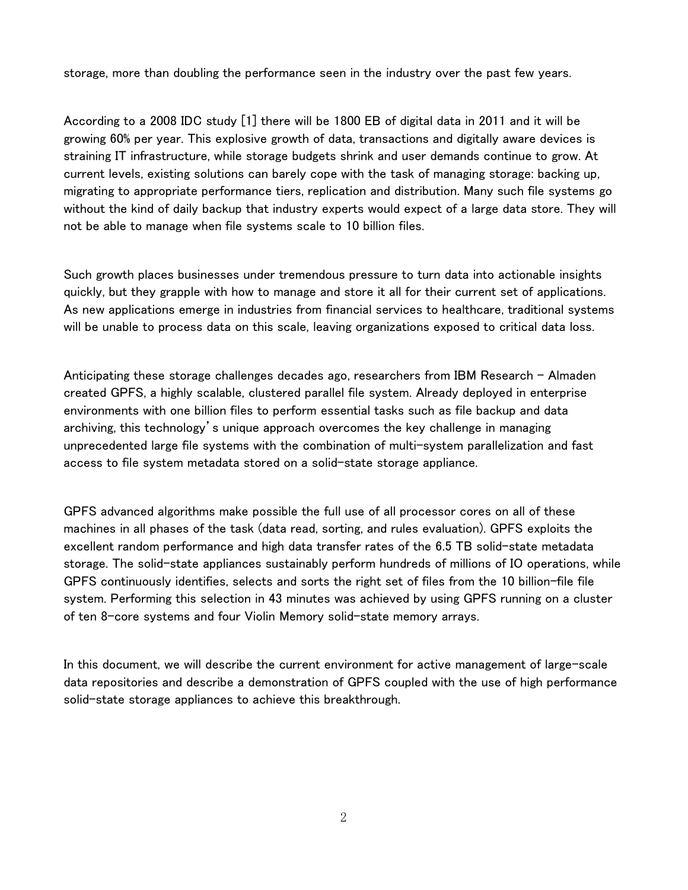storage, more than doubling the performance seen in the industry over the past few years.

According to a 2008 IDC study [1] there will be 1800 EB of digital data in 2011 and it will be growing 60% per year. This explosive growth of data, transactions and digitally aware devices is straining IT infrastructure, while storage budgets shrink and user demands continue to grow. At current levels, existing solutions can barely cope with the task of managing storage: backing up, migrating to appropriate performance tiers, replication and distribution. Many such file systems go without the kind of daily backup that industry experts would expect of a large data store. They will not be able to manage when file systems scale to 10 billion files.

Such growth places businesses under tremendous pressure to turn data into actionable insights quickly, but they grapple with how to manage and store it all for their current set of applications. As new applications emerge in industries from financial services to healthcare, traditional systems will be unable to process data on this scale, leaving organizations exposed to critical data loss.

Anticipating these storage challenges decades ago, researchers from IBM Research – Almaden created GPFS, a highly scalable, clustered parallel file system. Already deployed in enterprise environments with one billion files to perform essential tasks such as file backup and data archiving, this technology's unique approach overcomes the key challenge in managing unprecedented large file systems with the combination of multi-system parallelization and fast access to file system metadata stored on a solid-state storage appliance.

GPFS advanced algorithms make possible the full use of all processor cores on all of these machines in all phases of the task (data read, sorting, and rules evaluation). GPFS exploits the excellent random performance and high data transfer rates of the 6.5 TB solid-state metadata storage. The solid-state appliances sustainably perform hundreds of millions of IO operations, while GPFS continuously identifies, selects and sorts the right set of files from the 10 billion-file file system. Performing this selection in 43 minutes was achieved by using GPFS running on a cluster of ten 8-core systems and four Violin Memory solid-state memory arrays.

In this document, we will describe the current environment for active management of large-scale data repositories and describe a demonstration of GPFS coupled with the use of high performance solid-state storage appliances to achieve this breakthrough.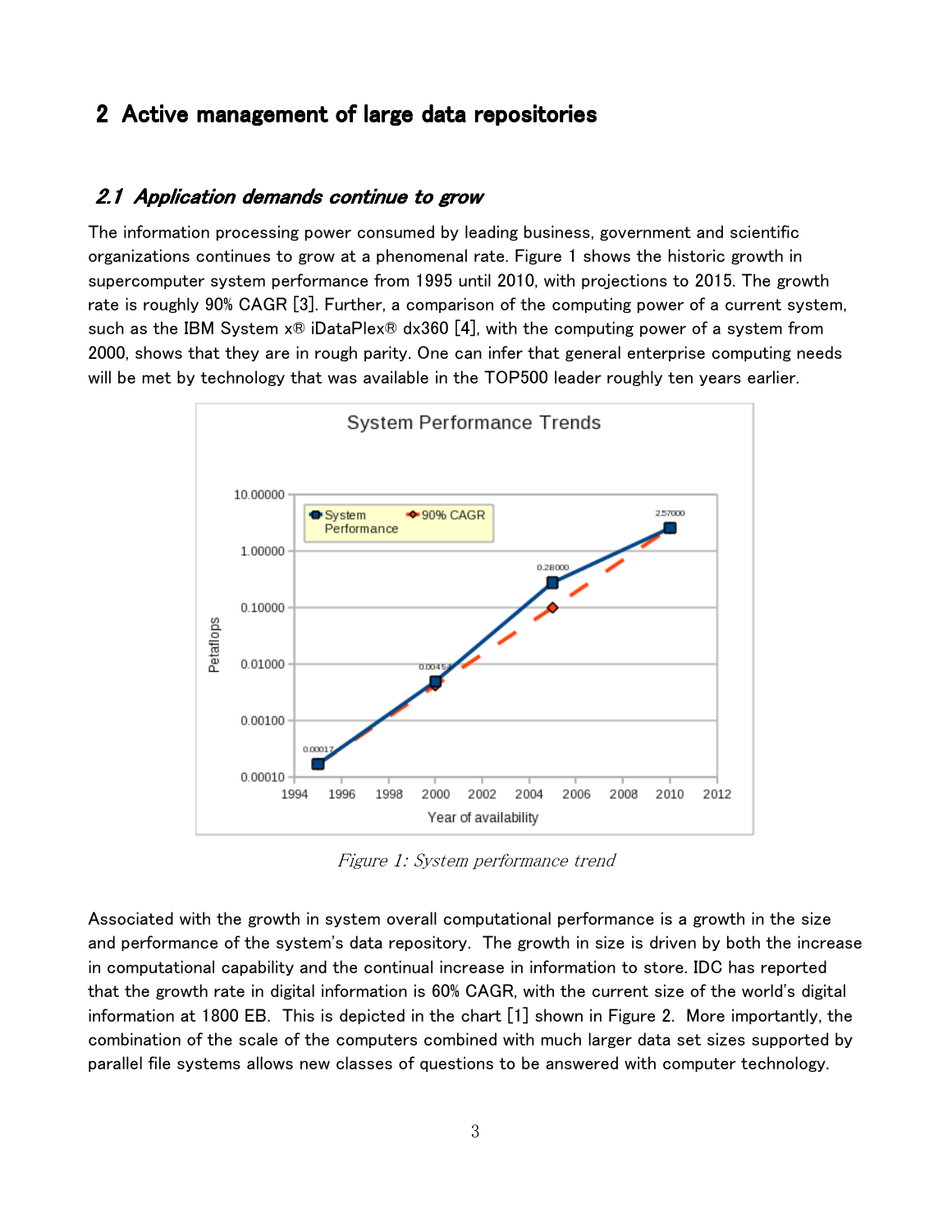## 2 Active management of large data repositories

### *2.1 Application demands continue to grow*

The information processing power consumed by leading business, government and scientific organizations continues to grow at a phenomenal rate. Figure 1 shows the historic growth in supercomputer system performance from 1995 until 2010, with projections to 2015. The growth rate is roughly 90% CAGR [3]. Further, a comparison of the computing power of a current system, such as the IBM System x® iDataPlex® dx360 [4], with the computing power of a system from 2000, shows that they are in rough parity. One can infer that general enterprise computing needs will be met by technology that was available in the TOP500 leader roughly ten years earlier.

*Figure 1: System performance trend*

Associated with the growth in system overall computational performance is a growth in the size and performance of the system's data repository. The growth in size is driven by both the increase in computational capability and the continual increase in information to store. IDC has reported that the growth rate in digital information is 60% CAGR, with the current size of the world's digital information at 1800 EB. This is depicted in the chart [1] shown in Figure 2. More importantly, the combination of the scale of the computers combined with much larger data set sizes supported by parallel file systems allows new classes of questions to be answered with computer technology.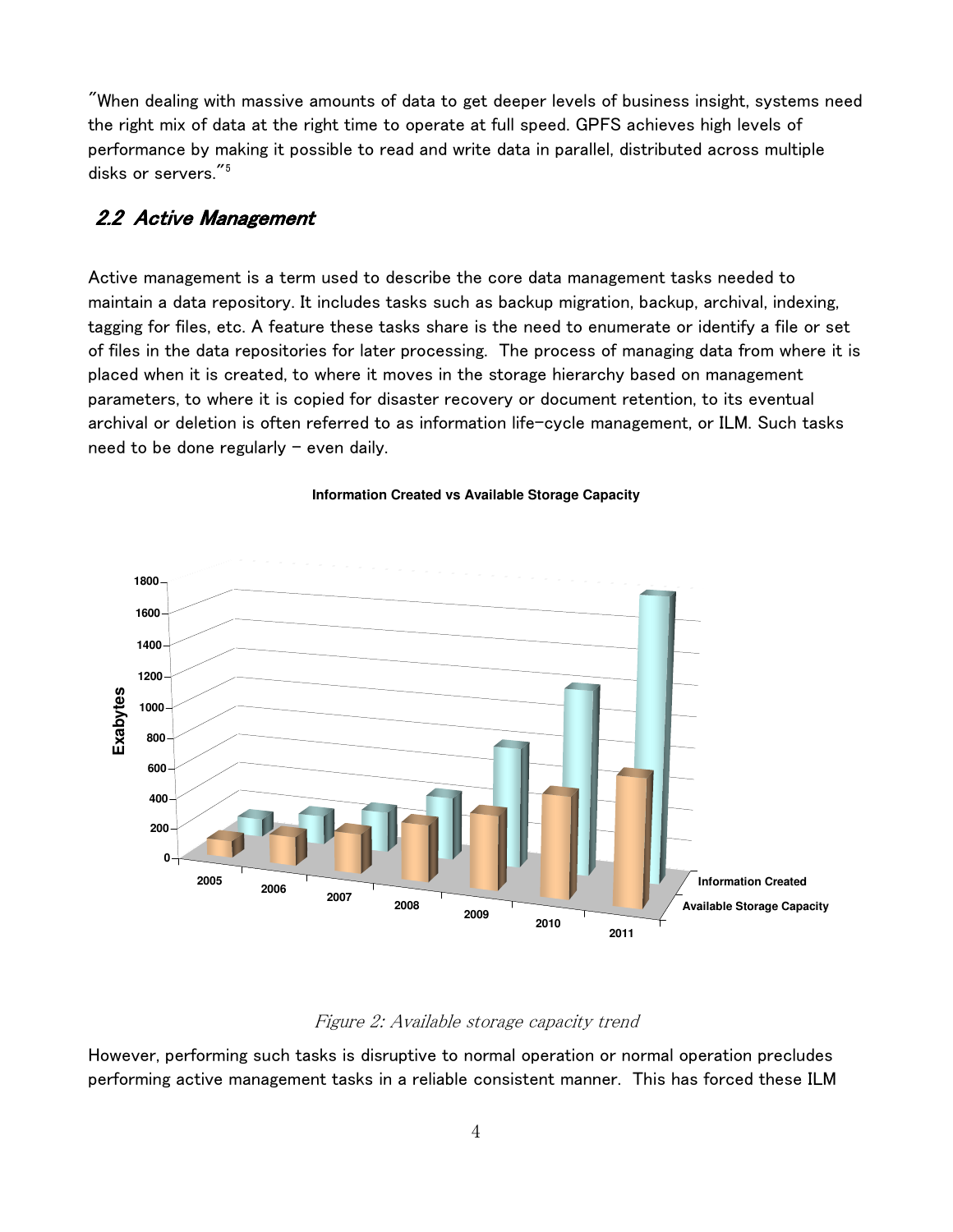"When dealing with massive amounts of data to get deeper levels of business insight, systems need the right mix of data at the right time to operate at full speed. GPFS achieves high levels of performance by making it possible to read and write data in parallel, distributed across multiple disks or servers."[5]

## 2.2 Active Management

Active management is a term used to describe the core data management tasks needed to maintain a data repository. It includes tasks such as backup migration, backup, archival, indexing, tagging for files, etc. A feature these tasks share is the need to enumerate or identify a file or set of files in the data repositories for later processing. The process of managing data from where it is placed when it is created, to where it moves in the storage hierarchy based on management parameters, to where it is copied for disaster recovery or document retention, to its eventual archival or deletion is often referred to as information life-cycle management, or ILM. Such tasks need to be done regularly – even daily.

*Figure 2: Available storage capacity trend*

However, performing such tasks is disruptive to normal operation or normal operation precludes performing active management tasks in a reliable consistent manner. This has forced these ILM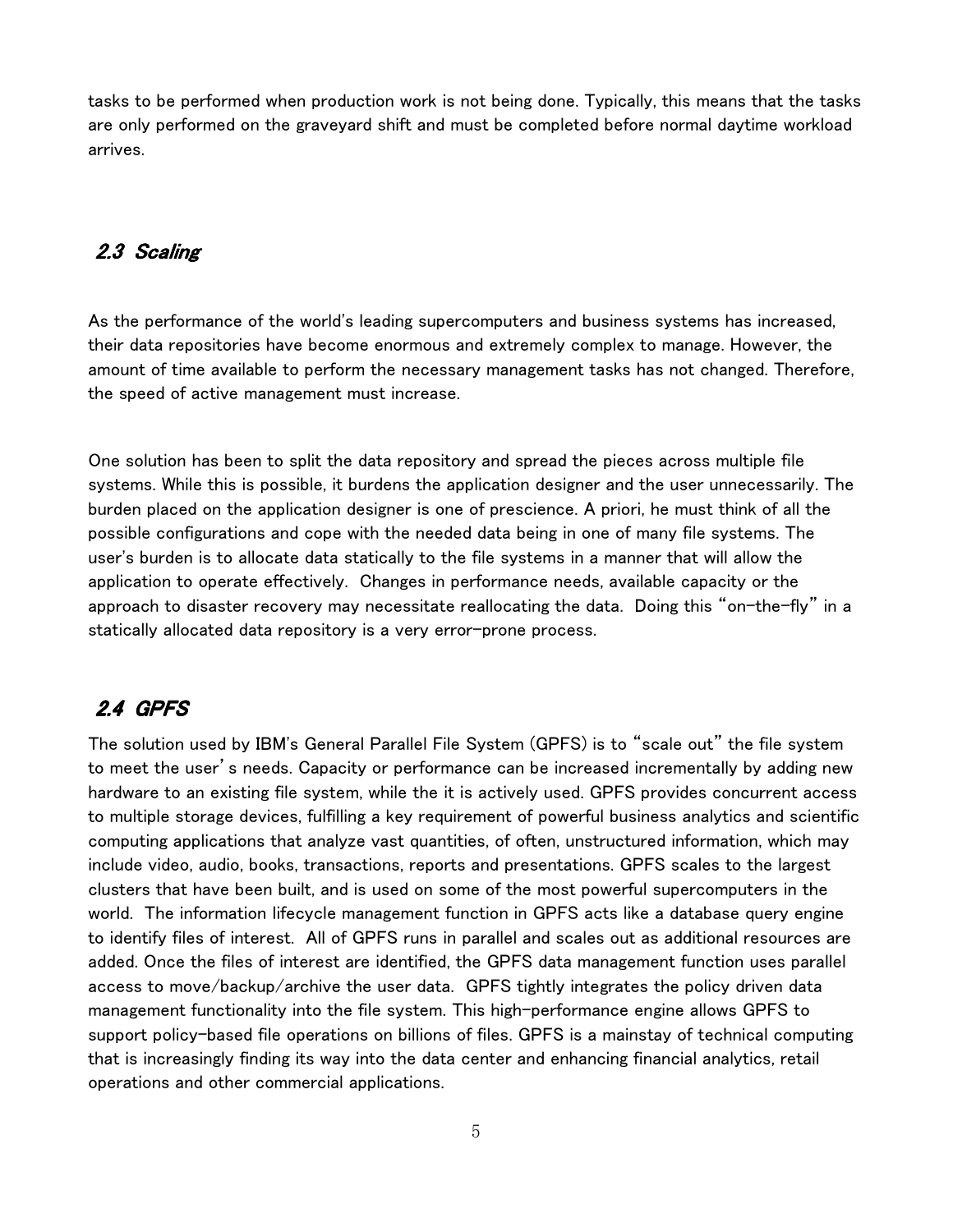tasks to be performed when production work is not being done. Typically, this means that the tasks are only performed on the graveyard shift and must be completed before normal daytime workload arrives.

## *2.3 Scaling*

As the performance of the world's leading supercomputers and business systems has increased, their data repositories have become enormous and extremely complex to manage. However, the amount of time available to perform the necessary management tasks has not changed. Therefore, the speed of active management must increase.

One solution has been to split the data repository and spread the pieces across multiple file systems. While this is possible, it burdens the application designer and the user unnecessarily. The burden placed on the application designer is one of prescience. A priori, he must think of all the possible configurations and cope with the needed data being in one of many file systems. The user's burden is to allocate data statically to the file systems in a manner that will allow the application to operate effectively. Changes in performance needs, available capacity or the approach to disaster recovery may necessitate reallocating the data. Doing this "on-the-fly" in a statically allocated data repository is a very error-prone process.

## *2.4 GPFS*

The solution used by IBM's General Parallel File System (GPFS) is to "scale out" the file system to meet the user' s needs. Capacity or performance can be increased incrementally by adding new hardware to an existing file system, while the it is actively used. GPFS provides concurrent access to multiple storage devices, fulfilling a key requirement of powerful business analytics and scientific computing applications that analyze vast quantities, of often, unstructured information, which may include video, audio, books, transactions, reports and presentations. GPFS scales to the largest clusters that have been built, and is used on some of the most powerful supercomputers in the world. The information lifecycle management function in GPFS acts like a database query engine to identify files of interest. All of GPFS runs in parallel and scales out as additional resources are added. Once the files of interest are identified, the GPFS data management function uses parallel access to move/backup/archive the user data. GPFS tightly integrates the policy driven data management functionality into the file system. This high-performance engine allows GPFS to support policy-based file operations on billions of files. GPFS is a mainstay of technical computing that is increasingly finding its way into the data center and enhancing financial analytics, retail operations and other commercial applications.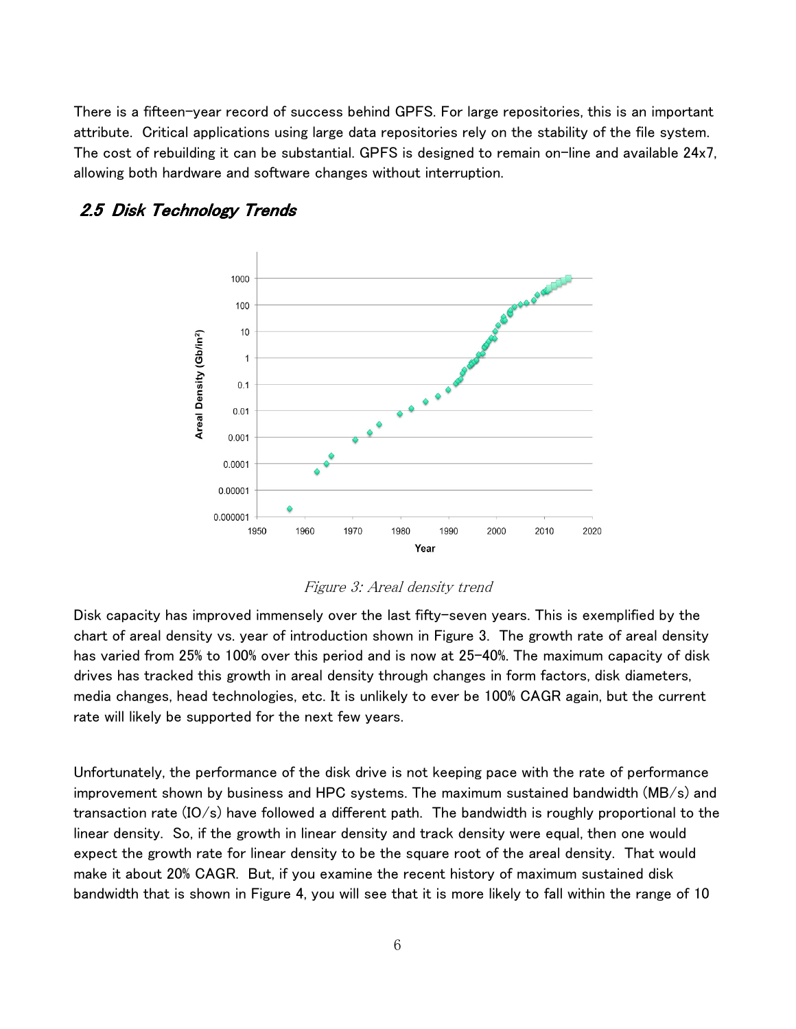There is a fifteen-year record of success behind GPFS. For large repositories, this is an important attribute. Critical applications using large data repositories rely on the stability of the file system. The cost of rebuilding it can be substantial. GPFS is designed to remain on-line and available 24x7, allowing both hardware and software changes without interruption.

## *2.5 Disk Technology Trends*

*Figure 3: Areal density trend*

Disk capacity has improved immensely over the last fifty-seven years. This is exemplified by the chart of areal density vs. year of introduction shown in Figure 3. The growth rate of areal density has varied from 25% to 100% over this period and is now at 25-40%. The maximum capacity of disk drives has tracked this growth in areal density through changes in form factors, disk diameters, media changes, head technologies, etc. It is unlikely to ever be 100% CAGR again, but the current rate will likely be supported for the next few years.

Unfortunately, the performance of the disk drive is not keeping pace with the rate of performance improvement shown by business and HPC systems. The maximum sustained bandwidth (MB/s) and transaction rate (IO/s) have followed a different path. The bandwidth is roughly proportional to the linear density. So, if the growth in linear density and track density were equal, then one would expect the growth rate for linear density to be the square root of the areal density. That would make it about 20% CAGR. But, if you examine the recent history of maximum sustained disk bandwidth that is shown in Figure 4, you will see that it is more likely to fall within the range of 10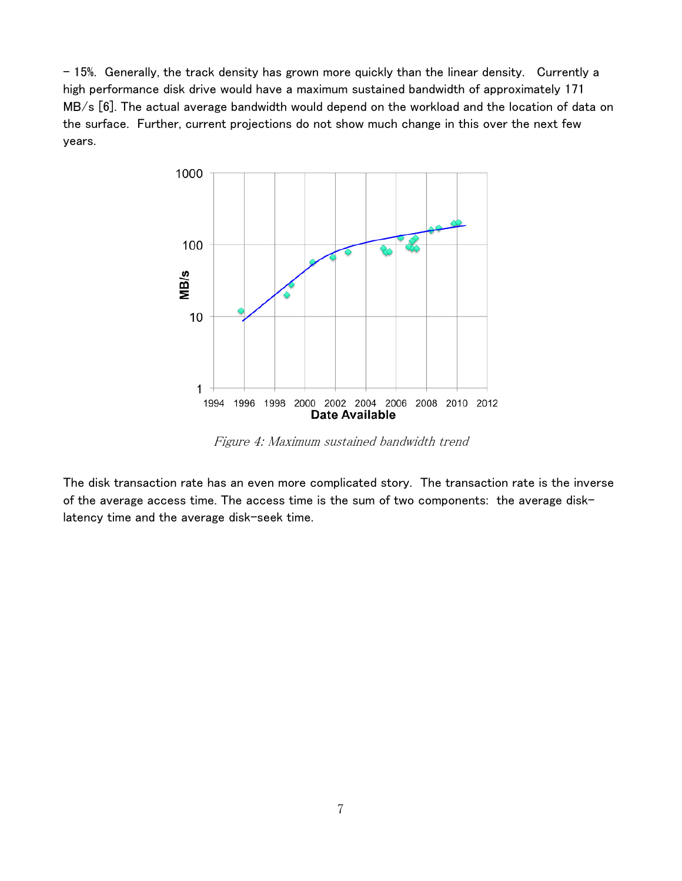– 15%. Generally, the track density has grown more quickly than the linear density. Currently a high performance disk drive would have a maximum sustained bandwidth of approximately 171 MB/s [6]. The actual average bandwidth would depend on the workload and the location of data on the surface. Further, current projections do not show much change in this over the next few years.

*Figure 4: Maximum sustained bandwidth trend*

The disk transaction rate has an even more complicated story. The transaction rate is the inverse of the average access time. The access time is the sum of two components: the average disk-latency time and the average disk-seek time.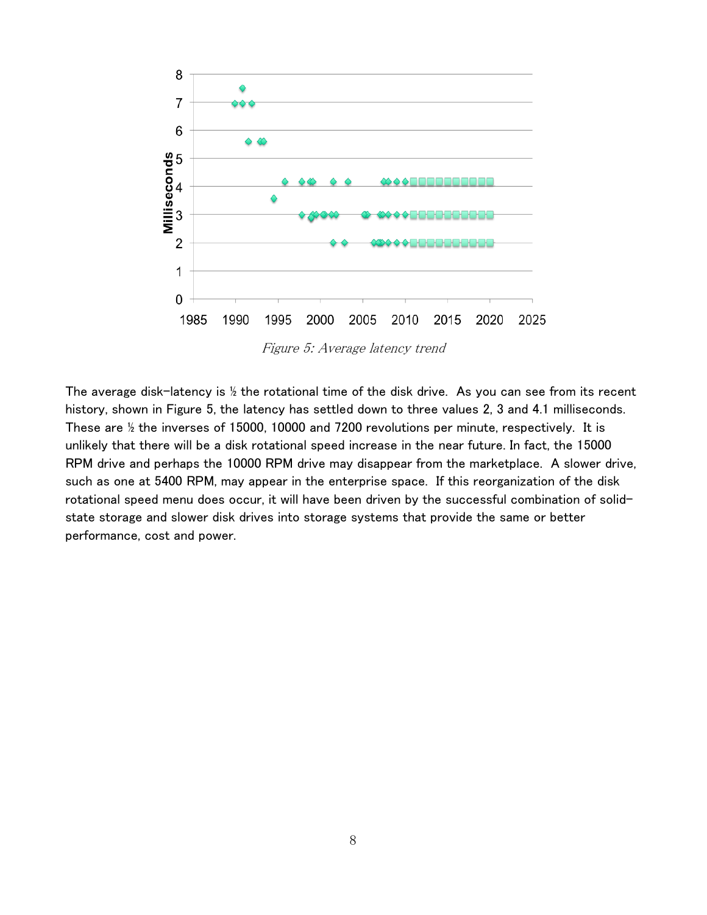*Figure 5: Average latency trend*

The average disk-latency is ½ the rotational time of the disk drive. As you can see from its recent history, shown in Figure 5, the latency has settled down to three values 2, 3 and 4.1 milliseconds. These are ½ the inverses of 15000, 10000 and 7200 revolutions per minute, respectively. It is unlikely that there will be a disk rotational speed increase in the near future. In fact, the 15000 RPM drive and perhaps the 10000 RPM drive may disappear from the marketplace. A slower drive, such as one at 5400 RPM, may appear in the enterprise space. If this reorganization of the disk rotational speed menu does occur, it will have been driven by the successful combination of solid-state storage and slower disk drives into storage systems that provide the same or better performance, cost and power.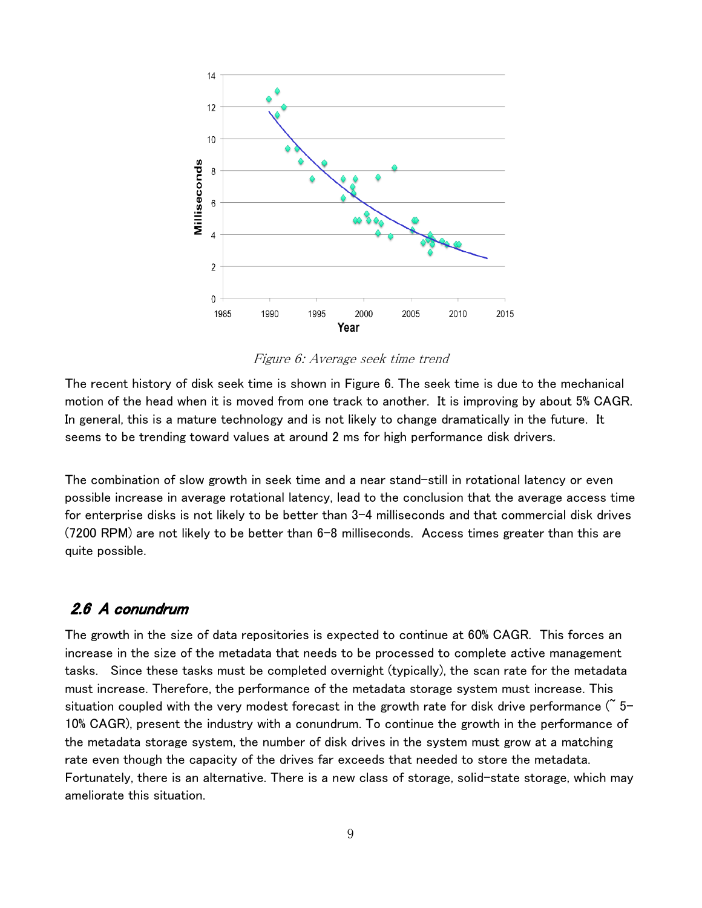*Figure 6: Average seek time trend*

The recent history of disk seek time is shown in Figure 6. The seek time is due to the mechanical motion of the head when it is moved from one track to another. It is improving by about 5% CAGR. In general, this is a mature technology and is not likely to change dramatically in the future. It seems to be trending toward values at around 2 ms for high performance disk drivers.

The combination of slow growth in seek time and a near stand-still in rotational latency or even possible increase in average rotational latency, lead to the conclusion that the average access time for enterprise disks is not likely to be better than 3-4 milliseconds and that commercial disk drives (7200 RPM) are not likely to be better than 6-8 milliseconds. Access times greater than this are quite possible.

## 2.6 A conundrum

The growth in the size of data repositories is expected to continue at 60% CAGR. This forces an increase in the size of the metadata that needs to be processed to complete active management tasks. Since these tasks must be completed overnight (typically), the scan rate for the metadata must increase. Therefore, the performance of the metadata storage system must increase. This situation coupled with the very modest forecast in the growth rate for disk drive performance (~ 5-10% CAGR), present the industry with a conundrum. To continue the growth in the performance of the metadata storage system, the number of disk drives in the system must grow at a matching rate even though the capacity of the drives far exceeds that needed to store the metadata. Fortunately, there is an alternative. There is a new class of storage, solid-state storage, which may ameliorate this situation.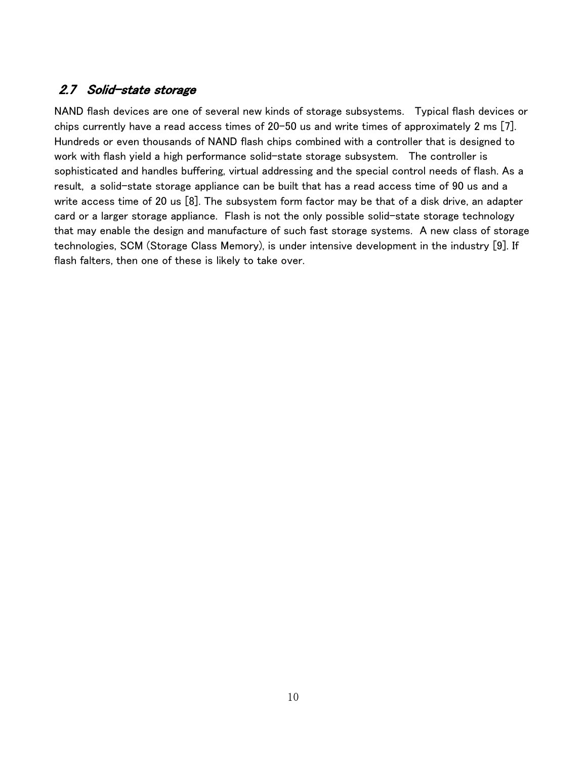## *2.7 Solid-state storage*

NAND flash devices are one of several new kinds of storage subsystems. Typical flash devices or chips currently have a read access times of 20-50 us and write times of approximately 2 ms [7]. Hundreds or even thousands of NAND flash chips combined with a controller that is designed to work with flash yield a high performance solid-state storage subsystem. The controller is sophisticated and handles buffering, virtual addressing and the special control needs of flash. As a result, a solid-state storage appliance can be built that has a read access time of 90 us and a write access time of 20 us [8]. The subsystem form factor may be that of a disk drive, an adapter card or a larger storage appliance. Flash is not the only possible solid-state storage technology that may enable the design and manufacture of such fast storage systems. A new class of storage technologies, SCM (Storage Class Memory), is under intensive development in the industry [9]. If flash falters, then one of these is likely to take over.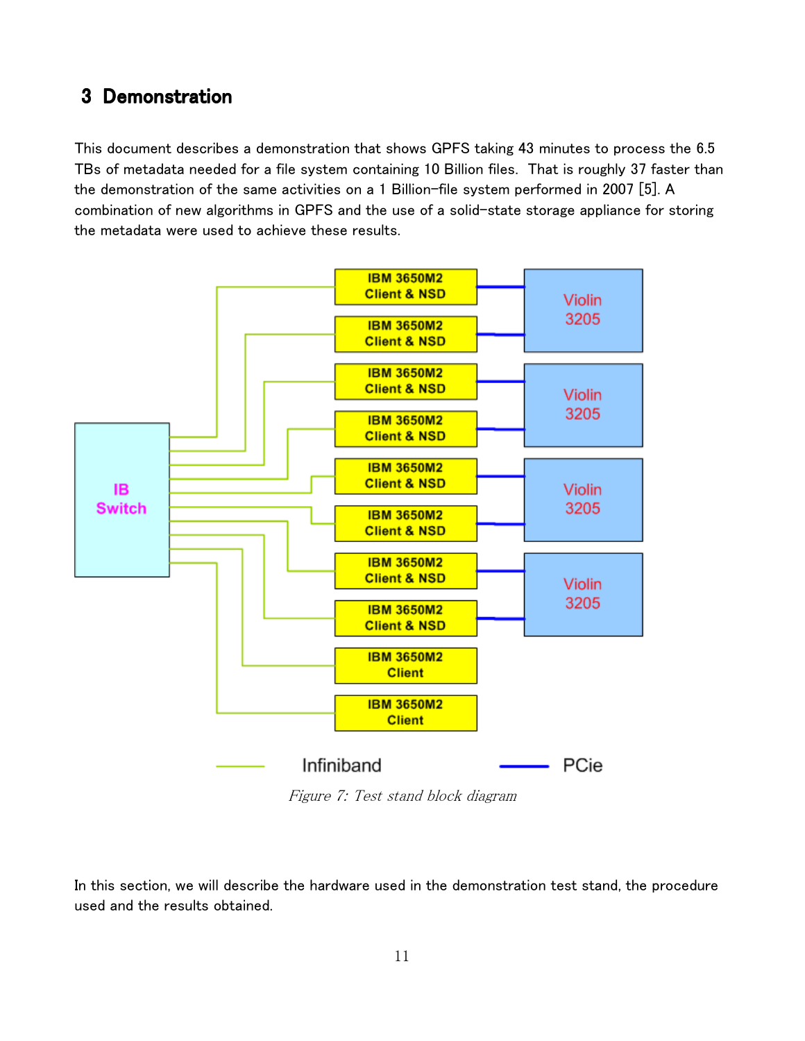## 3 Demonstration

This document describes a demonstration that shows GPFS taking 43 minutes to process the 6.5 TBs of metadata needed for a file system containing 10 Billion files. That is roughly 37 faster than the demonstration of the same activities on a 1 Billion-file system performed in 2007 [5]. A combination of new algorithms in GPFS and the use of a solid-state storage appliance for storing the metadata were used to achieve these results.

*Figure 7: Test stand block diagram*

In this section, we will describe the hardware used in the demonstration test stand, the procedure used and the results obtained.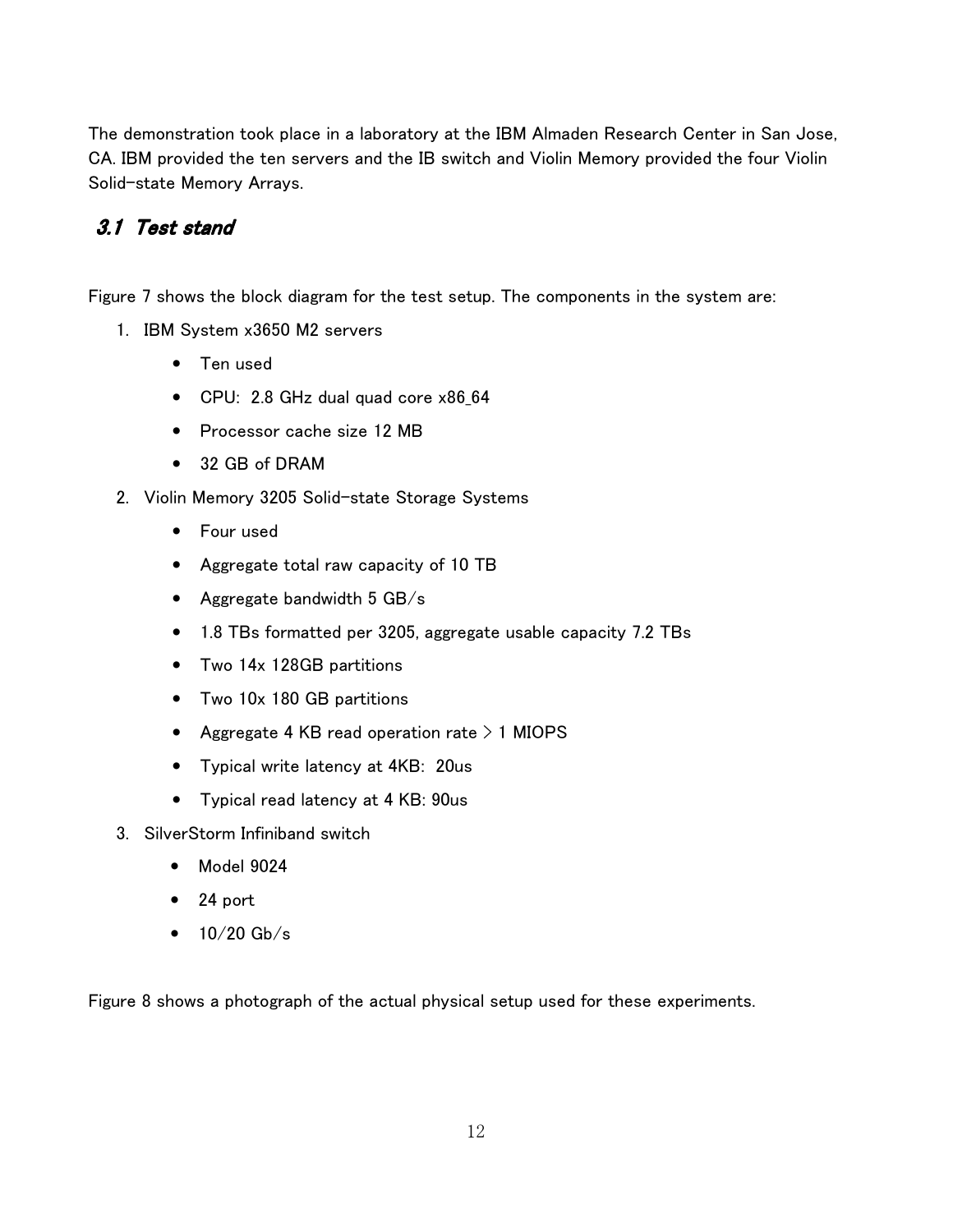The demonstration took place in a laboratory at the IBM Almaden Research Center in San Jose, CA. IBM provided the ten servers and the IB switch and Violin Memory provided the four Violin Solid-state Memory Arrays.

## *3.1 Test stand*

Figure 7 shows the block diagram for the test setup. The components in the system are:

1. IBM System x3650 M2 servers
   - Ten used
   - CPU: 2.8 GHz dual quad core x86_64
   - Processor cache size 12 MB
   - 32 GB of DRAM
2. Violin Memory 3205 Solid-state Storage Systems
   - Four used
   - Aggregate total raw capacity of 10 TB
   - Aggregate bandwidth 5 GB/s
   - 1.8 TBs formatted per 3205, aggregate usable capacity 7.2 TBs
   - Two 14x 128GB partitions
   - Two 10x 180 GB partitions
   - Aggregate 4 KB read operation rate > 1 MIOPS
   - Typical write latency at 4KB: 20us
   - Typical read latency at 4 KB: 90us
3. SilverStorm Infiniband switch
   - Model 9024
   - 24 port
   - 10/20 Gb/s

Figure 8 shows a photograph of the actual physical setup used for these experiments.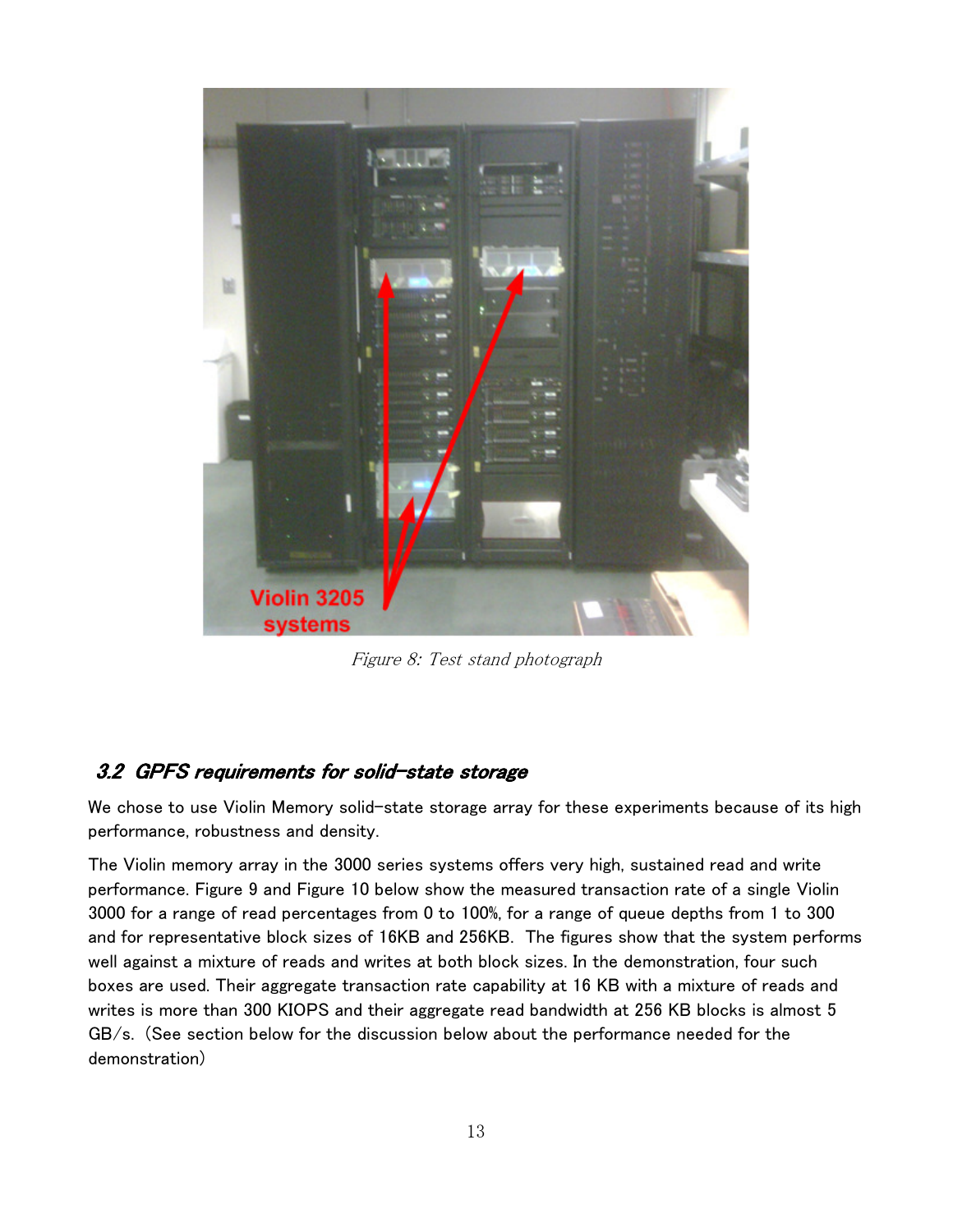Figure 8: Test stand photograph

## 3.2 GPFS requirements for solid-state storage

We chose to use Violin Memory solid-state storage array for these experiments because of its high performance, robustness and density.

The Violin memory array in the 3000 series systems offers very high, sustained read and write performance. Figure 9 and Figure 10 below show the measured transaction rate of a single Violin 3000 for a range of read percentages from 0 to 100%, for a range of queue depths from 1 to 300 and for representative block sizes of 16KB and 256KB. The figures show that the system performs well against a mixture of reads and writes at both block sizes. In the demonstration, four such boxes are used. Their aggregate transaction rate capability at 16 KB with a mixture of reads and writes is more than 300 KIOPS and their aggregate read bandwidth at 256 KB blocks is almost 5 GB/s. (See section below for the discussion below about the performance needed for the demonstration)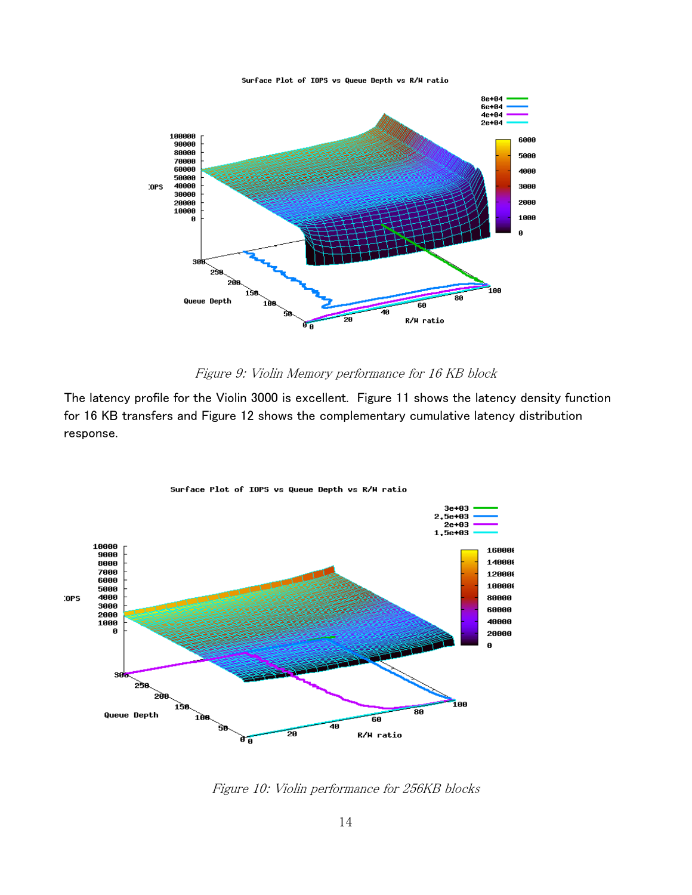*Figure 9: Violin Memory performance for 16 KB block*

The latency profile for the Violin 3000 is excellent. Figure 11 shows the latency density function for 16 KB transfers and Figure 12 shows the complementary cumulative latency distribution response.

*Figure 10: Violin performance for 256KB blocks*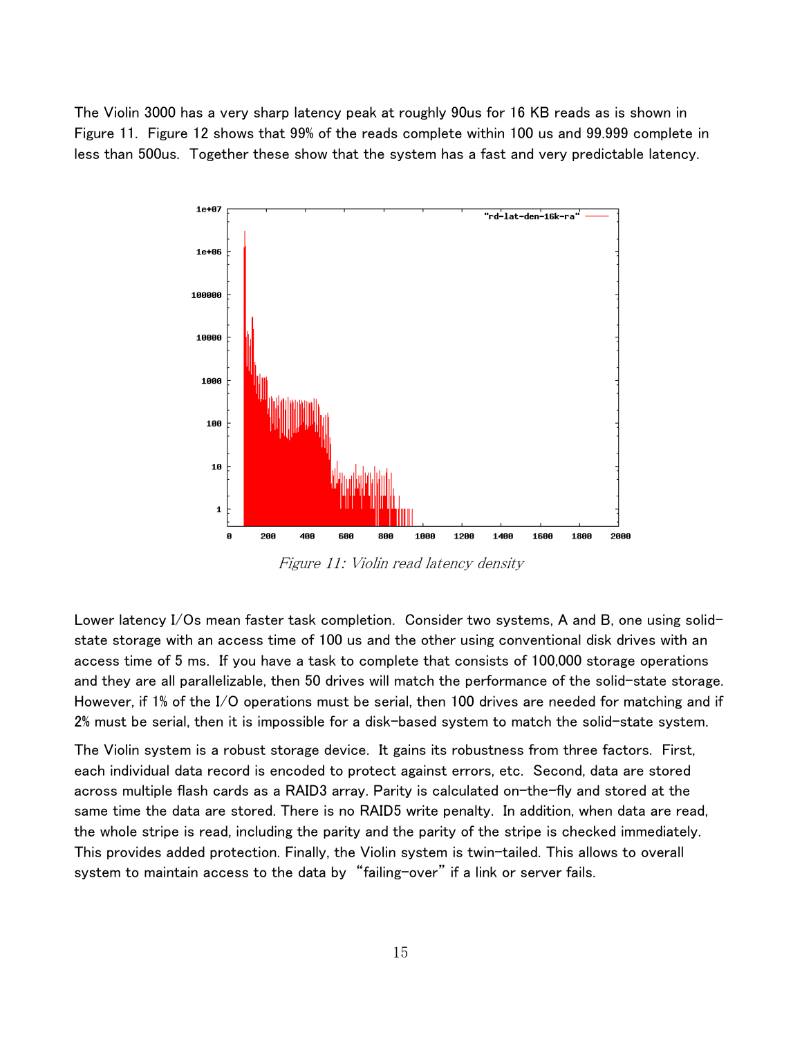The Violin 3000 has a very sharp latency peak at roughly 90us for 16 KB reads as is shown in Figure 11. Figure 12 shows that 99% of the reads complete within 100 us and 99.999 complete in less than 500us. Together these show that the system has a fast and very predictable latency.

*Figure 11: Violin read latency density*

Lower latency I/Os mean faster task completion. Consider two systems, A and B, one using solid-state storage with an access time of 100 us and the other using conventional disk drives with an access time of 5 ms. If you have a task to complete that consists of 100,000 storage operations and they are all parallelizable, then 50 drives will match the performance of the solid-state storage. However, if 1% of the I/O operations must be serial, then 100 drives are needed for matching and if 2% must be serial, then it is impossible for a disk-based system to match the solid-state system.

The Violin system is a robust storage device. It gains its robustness from three factors. First, each individual data record is encoded to protect against errors, etc. Second, data are stored across multiple flash cards as a RAID3 array. Parity is calculated on-the-fly and stored at the same time the data are stored. There is no RAID5 write penalty. In addition, when data are read, the whole stripe is read, including the parity and the parity of the stripe is checked immediately. This provides added protection. Finally, the Violin system is twin-tailed. This allows to overall system to maintain access to the data by "failing-over" if a link or server fails.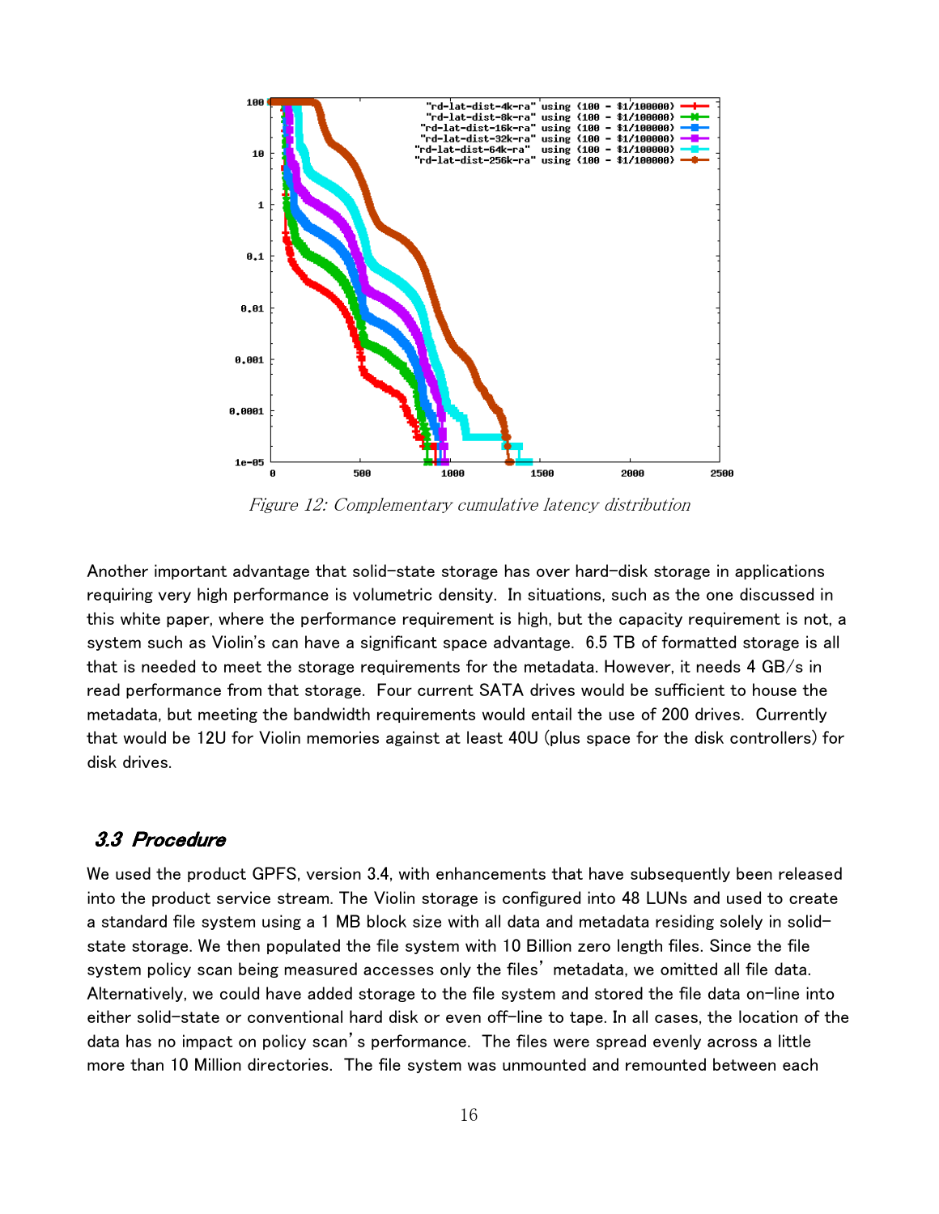Figure 12: Complementary cumulative latency distribution

Another important advantage that solid-state storage has over hard-disk storage in applications requiring very high performance is volumetric density. In situations, such as the one discussed in this white paper, where the performance requirement is high, but the capacity requirement is not, a system such as Violin's can have a significant space advantage. 6.5 TB of formatted storage is all that is needed to meet the storage requirements for the metadata. However, it needs 4 GB/s in read performance from that storage. Four current SATA drives would be sufficient to house the metadata, but meeting the bandwidth requirements would entail the use of 200 drives. Currently that would be 12U for Violin memories against at least 40U (plus space for the disk controllers) for disk drives.

## 3.3 Procedure

We used the product GPFS, version 3.4, with enhancements that have subsequently been released into the product service stream. The Violin storage is configured into 48 LUNs and used to create a standard file system using a 1 MB block size with all data and metadata residing solely in solid-state storage. We then populated the file system with 10 Billion zero length files. Since the file system policy scan being measured accesses only the files' metadata, we omitted all file data. Alternatively, we could have added storage to the file system and stored the file data on-line into either solid-state or conventional hard disk or even off-line to tape. In all cases, the location of the data has no impact on policy scan's performance. The files were spread evenly across a little more than 10 Million directories. The file system was unmounted and remounted between each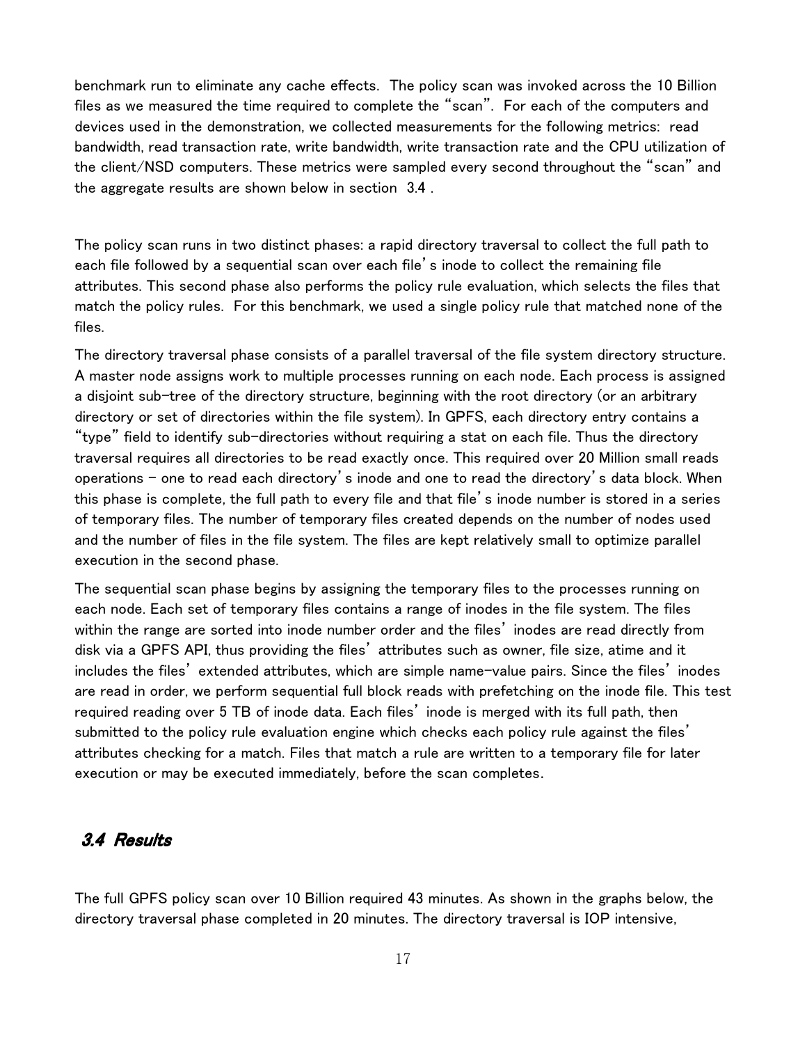benchmark run to eliminate any cache effects. The policy scan was invoked across the 10 Billion files as we measured the time required to complete the "scan". For each of the computers and devices used in the demonstration, we collected measurements for the following metrics: read bandwidth, read transaction rate, write bandwidth, write transaction rate and the CPU utilization of the client/NSD computers. These metrics were sampled every second throughout the "scan" and the aggregate results are shown below in section 3.4 .

The policy scan runs in two distinct phases: a rapid directory traversal to collect the full path to each file followed by a sequential scan over each file's inode to collect the remaining file attributes. This second phase also performs the policy rule evaluation, which selects the files that match the policy rules. For this benchmark, we used a single policy rule that matched none of the files.

The directory traversal phase consists of a parallel traversal of the file system directory structure. A master node assigns work to multiple processes running on each node. Each process is assigned a disjoint sub-tree of the directory structure, beginning with the root directory (or an arbitrary directory or set of directories within the file system). In GPFS, each directory entry contains a "type" field to identify sub-directories without requiring a stat on each file. Thus the directory traversal requires all directories to be read exactly once. This required over 20 Million small reads operations – one to read each directory's inode and one to read the directory's data block. When this phase is complete, the full path to every file and that file's inode number is stored in a series of temporary files. The number of temporary files created depends on the number of nodes used and the number of files in the file system. The files are kept relatively small to optimize parallel execution in the second phase.

The sequential scan phase begins by assigning the temporary files to the processes running on each node. Each set of temporary files contains a range of inodes in the file system. The files within the range are sorted into inode number order and the files' inodes are read directly from disk via a GPFS API, thus providing the files' attributes such as owner, file size, atime and it includes the files' extended attributes, which are simple name-value pairs. Since the files' inodes are read in order, we perform sequential full block reads with prefetching on the inode file. This test required reading over 5 TB of inode data. Each files' inode is merged with its full path, then submitted to the policy rule evaluation engine which checks each policy rule against the files' attributes checking for a match. Files that match a rule are written to a temporary file for later execution or may be executed immediately, before the scan completes.

## *3.4 Results*

The full GPFS policy scan over 10 Billion required 43 minutes. As shown in the graphs below, the directory traversal phase completed in 20 minutes. The directory traversal is IOP intensive,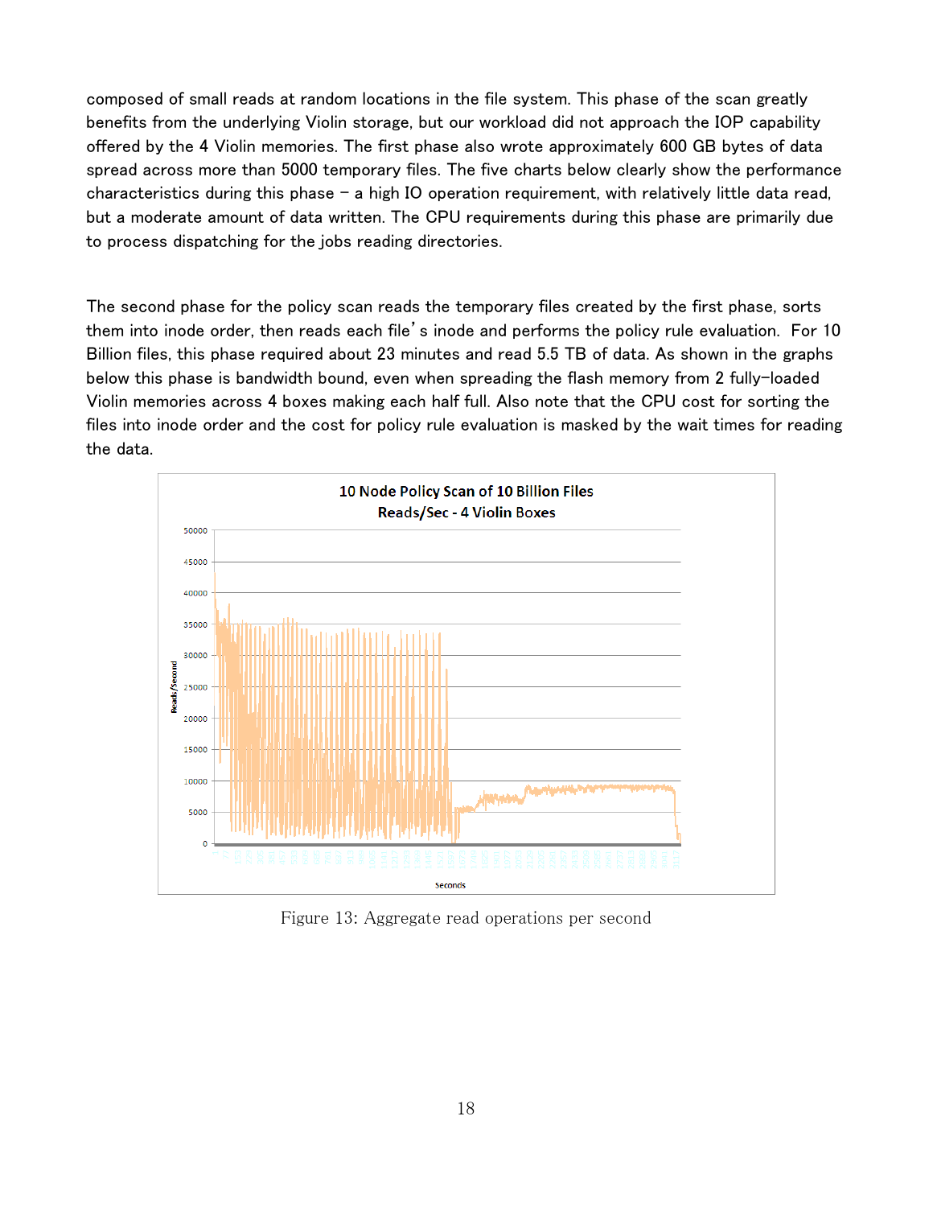composed of small reads at random locations in the file system. This phase of the scan greatly benefits from the underlying Violin storage, but our workload did not approach the IOP capability offered by the 4 Violin memories. The first phase also wrote approximately 600 GB bytes of data spread across more than 5000 temporary files. The five charts below clearly show the performance characteristics during this phase – a high IO operation requirement, with relatively little data read, but a moderate amount of data written. The CPU requirements during this phase are primarily due to process dispatching for the jobs reading directories.

The second phase for the policy scan reads the temporary files created by the first phase, sorts them into inode order, then reads each file's inode and performs the policy rule evaluation. For 10 Billion files, this phase required about 23 minutes and read 5.5 TB of data. As shown in the graphs below this phase is bandwidth bound, even when spreading the flash memory from 2 fully-loaded Violin memories across 4 boxes making each half full. Also note that the CPU cost for sorting the files into inode order and the cost for policy rule evaluation is masked by the wait times for reading the data.

Figure 13: Aggregate read operations per second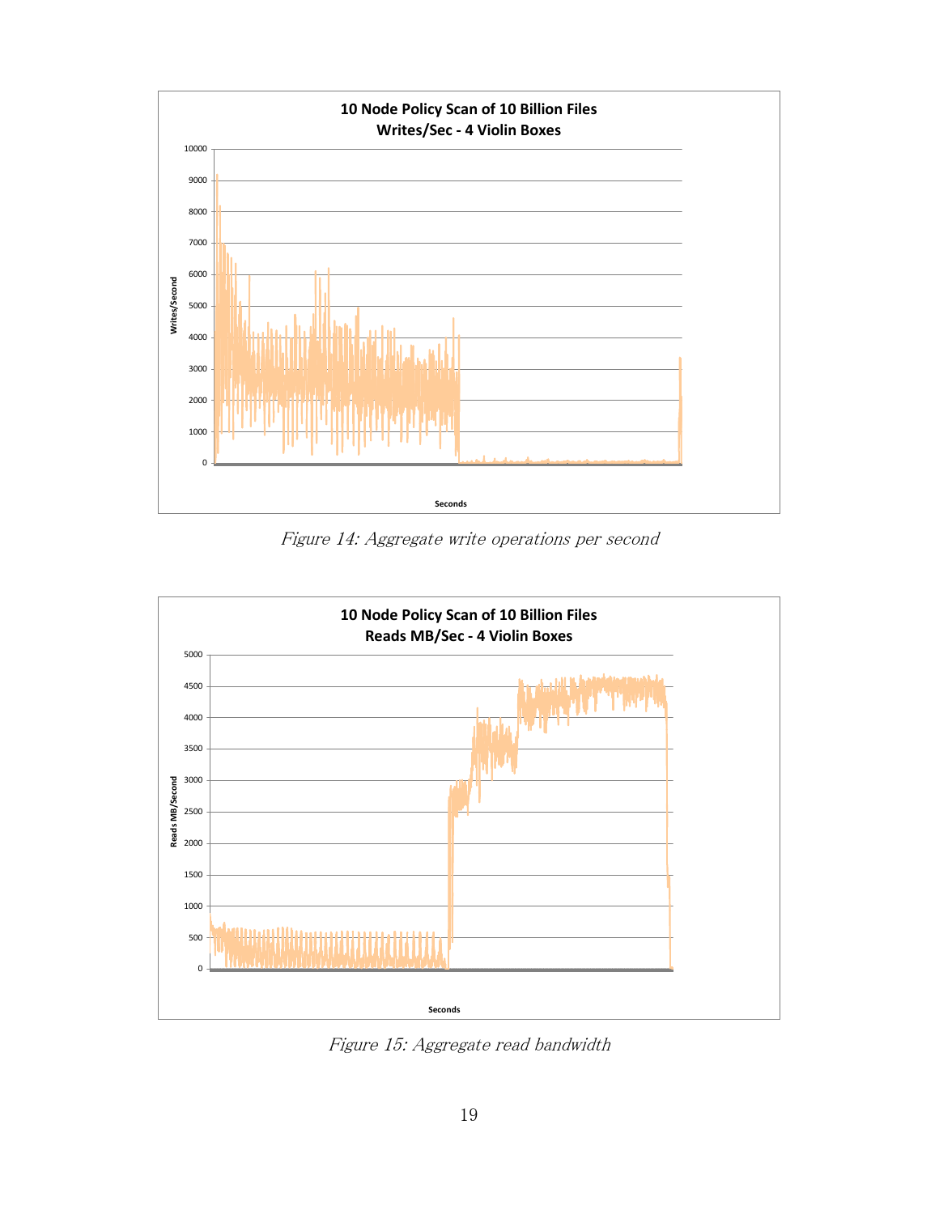Figure 14: Aggregate write operations per second

Figure 15: Aggregate read bandwidth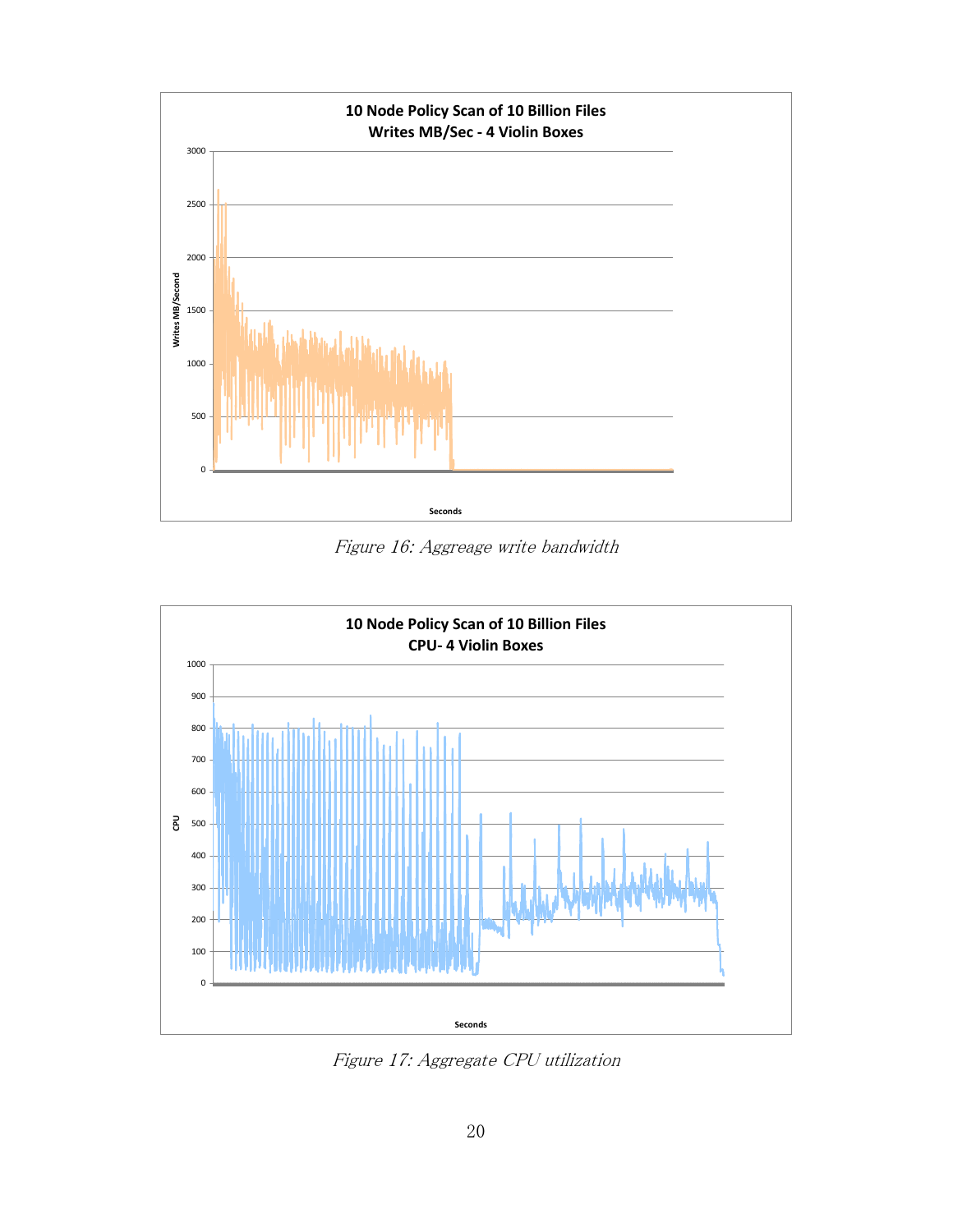Figure 16: Aggreage write bandwidth

Figure 17: Aggregate CPU utilization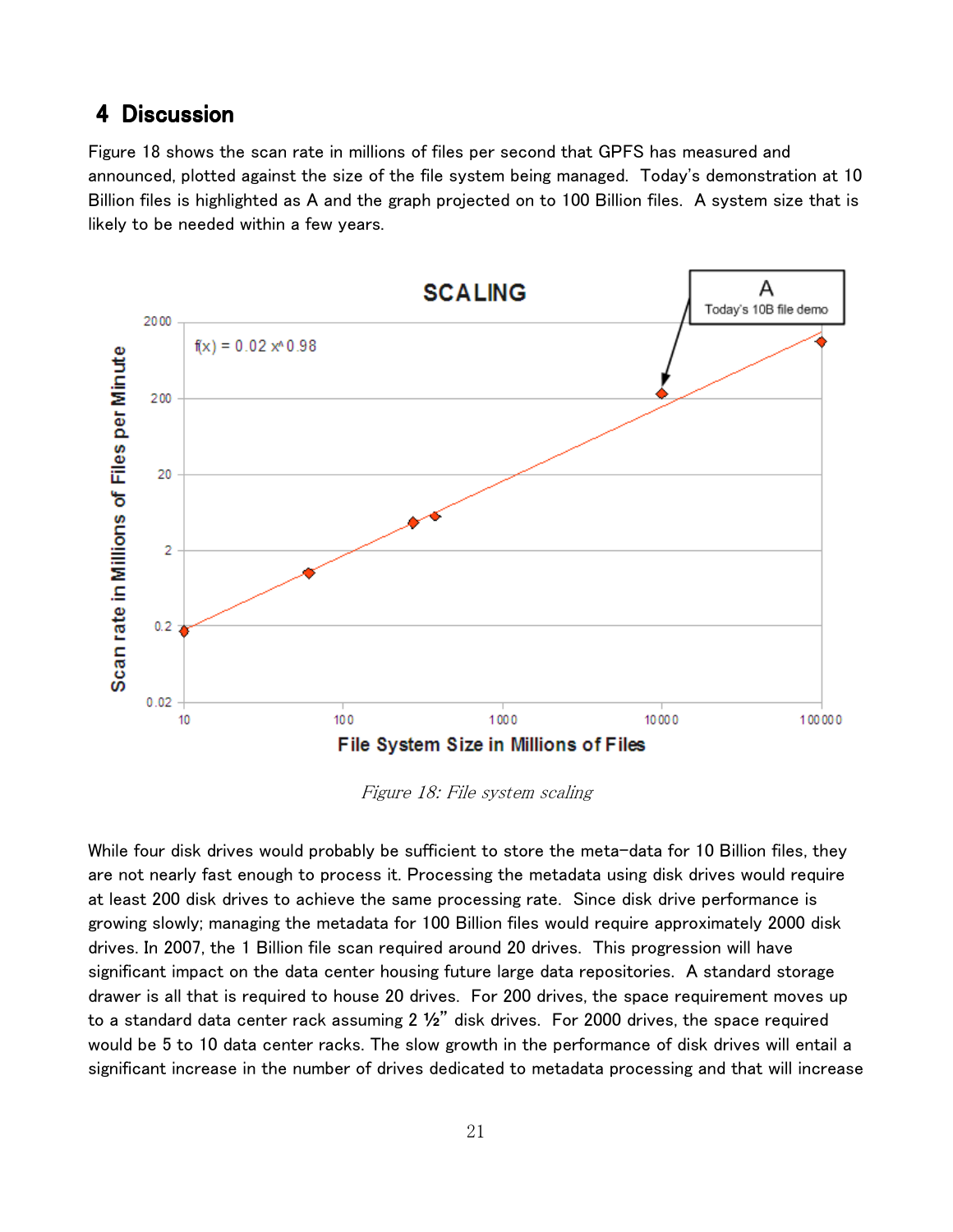## 4 Discussion

Figure 18 shows the scan rate in millions of files per second that GPFS has measured and announced, plotted against the size of the file system being managed. Today's demonstration at 10 Billion files is highlighted as A and the graph projected on to 100 Billion files. A system size that is likely to be needed within a few years.

*Figure 18: File system scaling*

While four disk drives would probably be sufficient to store the meta-data for 10 Billion files, they are not nearly fast enough to process it. Processing the metadata using disk drives would require at least 200 disk drives to achieve the same processing rate. Since disk drive performance is growing slowly; managing the metadata for 100 Billion files would require approximately 2000 disk drives. In 2007, the 1 Billion file scan required around 20 drives. This progression will have significant impact on the data center housing future large data repositories. A standard storage drawer is all that is required to house 20 drives. For 200 drives, the space requirement moves up to a standard data center rack assuming 2 ½" disk drives. For 2000 drives, the space required would be 5 to 10 data center racks. The slow growth in the performance of disk drives will entail a significant increase in the number of drives dedicated to metadata processing and that will increase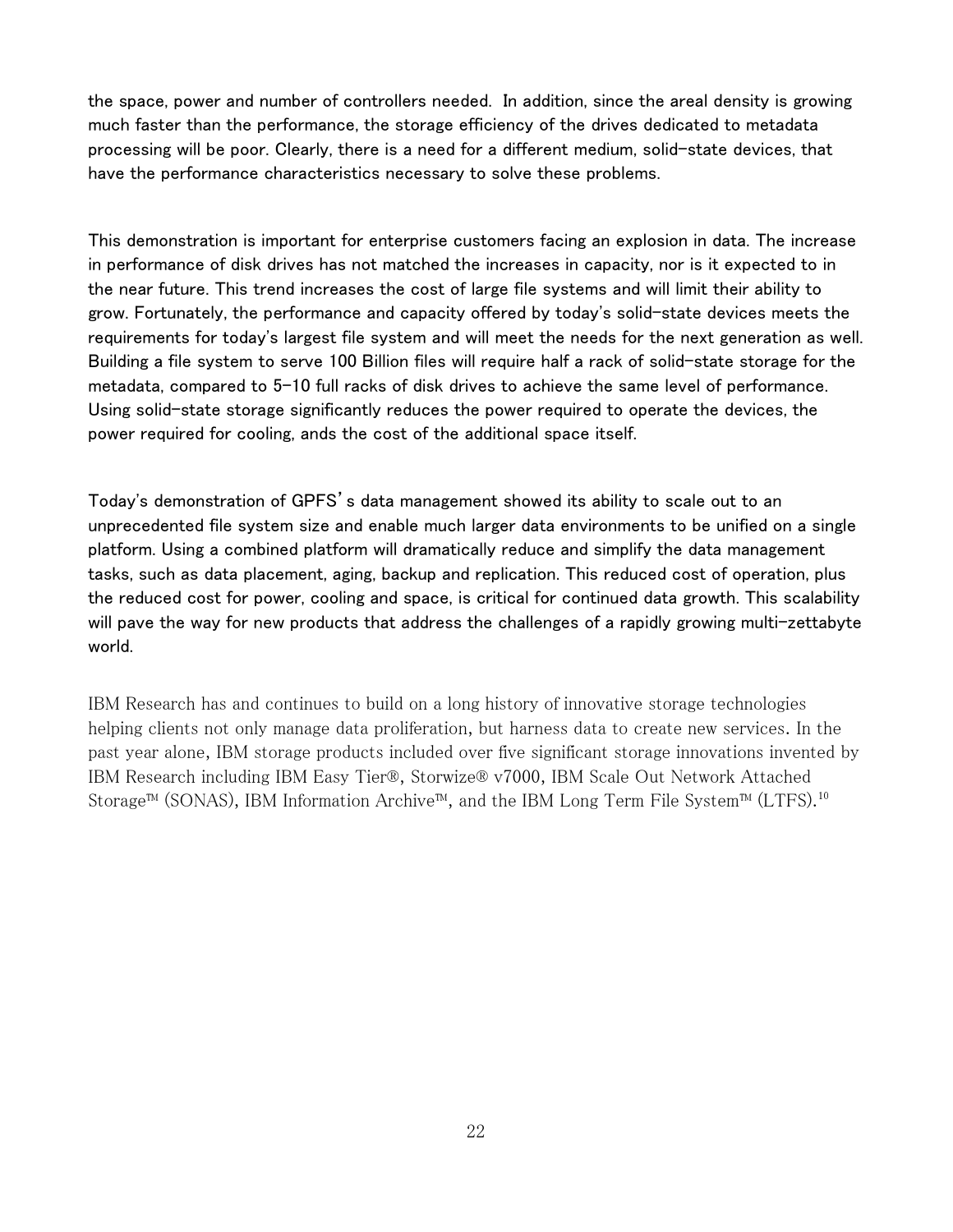the space, power and number of controllers needed. In addition, since the areal density is growing much faster than the performance, the storage efficiency of the drives dedicated to metadata processing will be poor. Clearly, there is a need for a different medium, solid-state devices, that have the performance characteristics necessary to solve these problems.

This demonstration is important for enterprise customers facing an explosion in data. The increase in performance of disk drives has not matched the increases in capacity, nor is it expected to in the near future. This trend increases the cost of large file systems and will limit their ability to grow. Fortunately, the performance and capacity offered by today's solid-state devices meets the requirements for today's largest file system and will meet the needs for the next generation as well. Building a file system to serve 100 Billion files will require half a rack of solid-state storage for the metadata, compared to 5-10 full racks of disk drives to achieve the same level of performance. Using solid-state storage significantly reduces the power required to operate the devices, the power required for cooling, ands the cost of the additional space itself.

Today's demonstration of GPFS's data management showed its ability to scale out to an unprecedented file system size and enable much larger data environments to be unified on a single platform. Using a combined platform will dramatically reduce and simplify the data management tasks, such as data placement, aging, backup and replication. This reduced cost of operation, plus the reduced cost for power, cooling and space, is critical for continued data growth. This scalability will pave the way for new products that address the challenges of a rapidly growing multi-zettabyte world.

IBM Research has and continues to build on a long history of innovative storage technologies helping clients not only manage data proliferation, but harness data to create new services. In the past year alone, IBM storage products included over five significant storage innovations invented by IBM Research including IBM Easy Tier®, Storwize® v7000, IBM Scale Out Network Attached Storage™ (SONAS), IBM Information Archive™, and the IBM Long Term File System™ (LTFS).[10]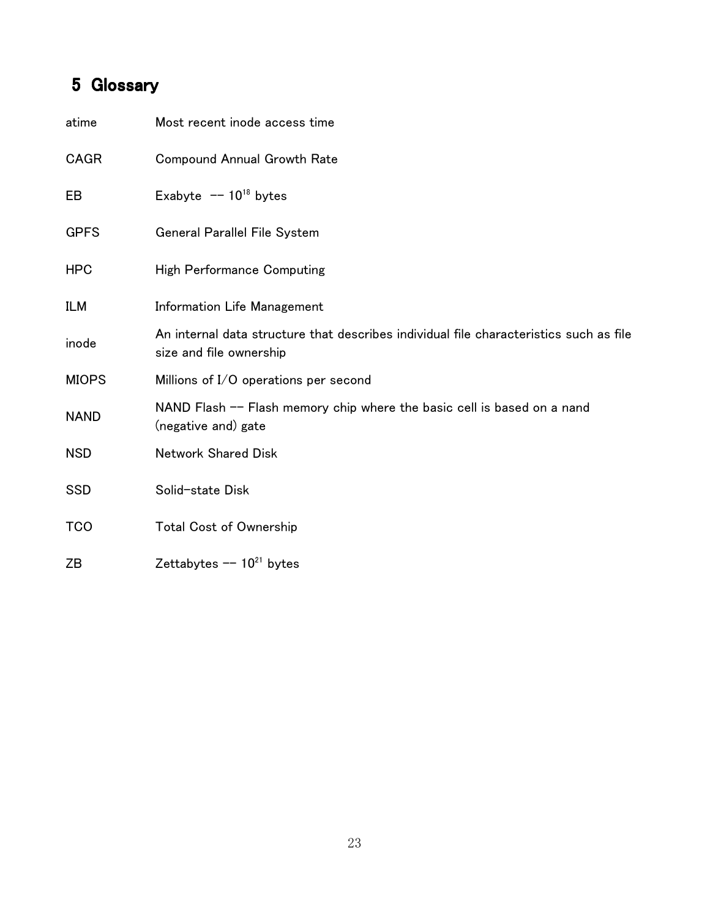# 5 Glossary

| | |
|---|---|
| atime | Most recent inode access time |
| CAGR | Compound Annual Growth Rate |
| EB | Exabyte -- $10^{18}$ bytes |
| GPFS | General Parallel File System |
| HPC | High Performance Computing |
| ILM | Information Life Management |
| inode | An internal data structure that describes individual file characteristics such as file size and file ownership |
| MIOPS | Millions of I/O operations per second |
| NAND | NAND Flash -- Flash memory chip where the basic cell is based on a nand (negative and) gate |
| NSD | Network Shared Disk |
| SSD | Solid-state Disk |
| TCO | Total Cost of Ownership |
| ZB | Zettabytes -- $10^{21}$ bytes |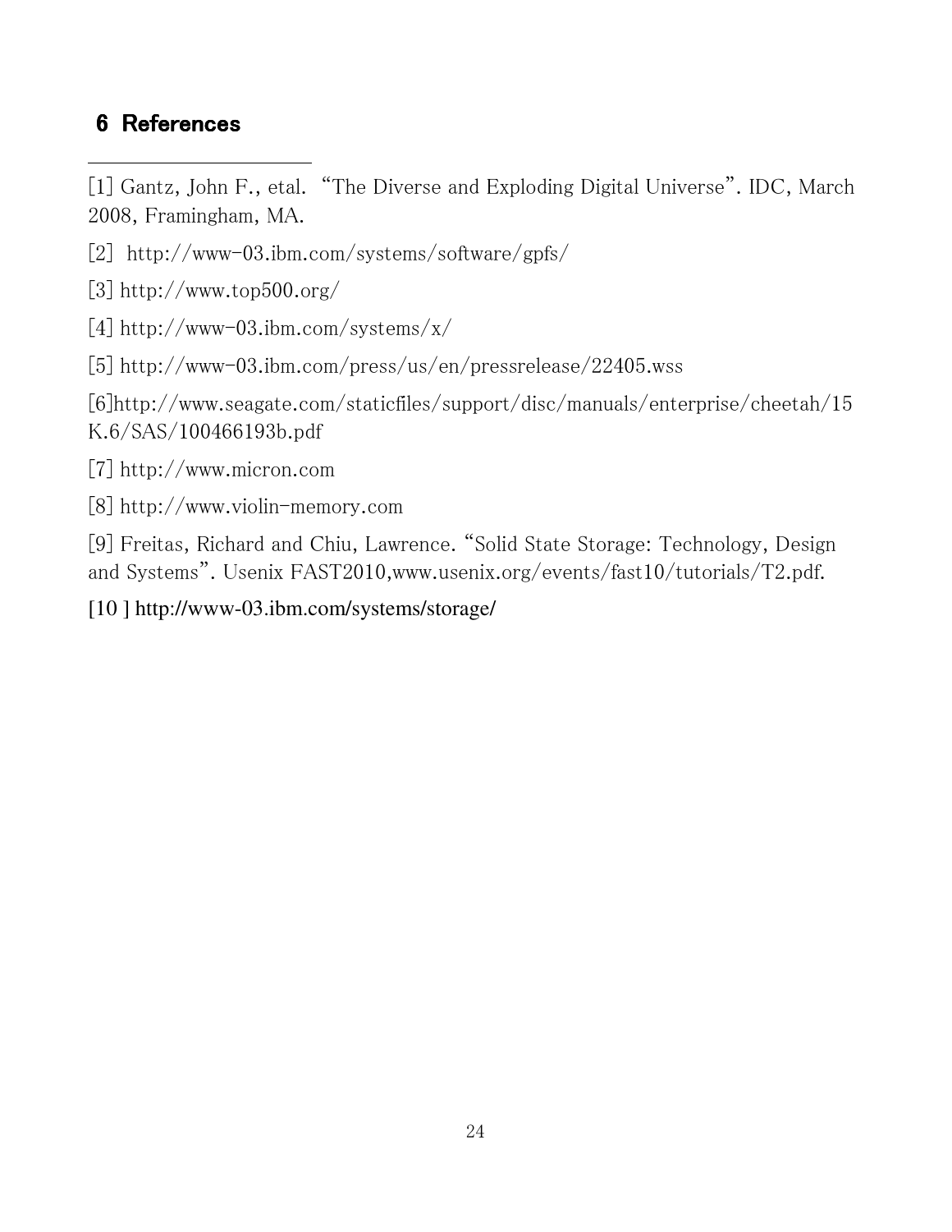## 6 References

[1] Gantz, John F., etal. "The Diverse and Exploding Digital Universe". IDC, March 2008, Framingham, MA.

[2] http://www-03.ibm.com/systems/software/gpfs/

[3] http://www.top500.org/

[4] http://www-03.ibm.com/systems/x/

[5] http://www-03.ibm.com/press/us/en/pressrelease/22405.wss

[6]http://www.seagate.com/staticfiles/support/disc/manuals/enterprise/cheetah/15K.6/SAS/100466193b.pdf

[7] http://www.micron.com

[8] http://www.violin-memory.com

[9] Freitas, Richard and Chiu, Lawrence. "Solid State Storage: Technology, Design and Systems". Usenix FAST2010,www.usenix.org/events/fast10/tutorials/T2.pdf.

[10 ] http://www-03.ibm.com/systems/storage/